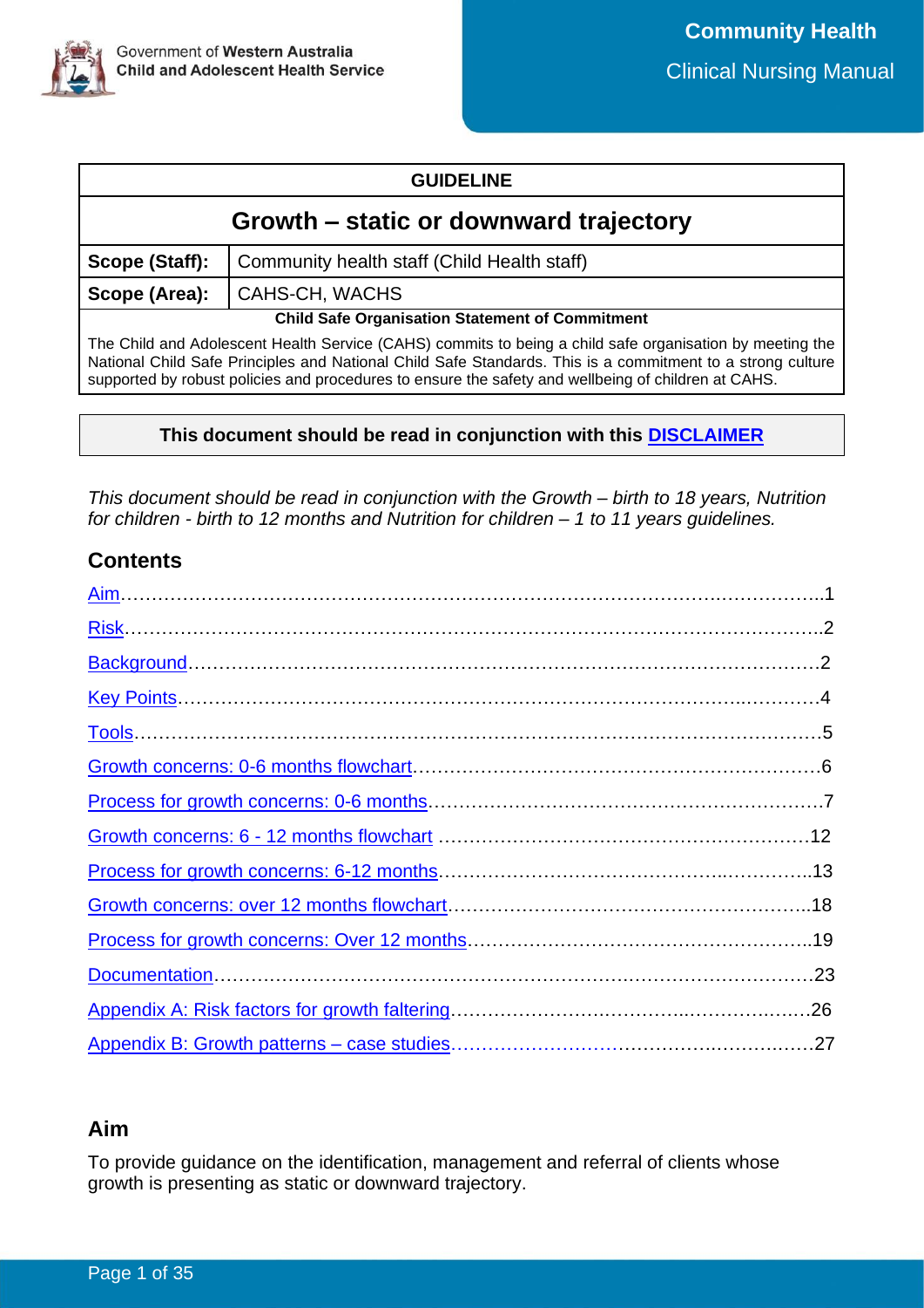Government of Western Australia
Child and Adolescent Health Service

**Community Health**
Clinical Nursing Manual

| **GUIDELINE** | |
|---|---|
| **Growth – static or downward trajectory** | |
| **Scope (Staff):** | Community health staff (Child Health staff) |
| **Scope (Area):** | CAHS-CH, WACHS |

**Child Safe Organisation Statement of Commitment**

The Child and Adolescent Health Service (CAHS) commits to being a child safe organisation by meeting the National Child Safe Principles and National Child Safe Standards. This is a commitment to a strong culture supported by robust policies and procedures to ensure the safety and wellbeing of children at CAHS.

**This document should be read in conjunction with this DISCLAIMER**

*This document should be read in conjunction with the Growth – birth to 18 years, Nutrition for children - birth to 12 months and Nutrition for children – 1 to 11 years guidelines.*

## Contents

Aim…1
Risk…2
Background…2
Key Points…4
Tools…5
Growth concerns: 0-6 months flowchart…6
Process for growth concerns: 0-6 months…7
Growth concerns: 6 - 12 months flowchart…12
Process for growth concerns: 6-12 months…13
Growth concerns: over 12 months flowchart…18
Process for growth concerns: Over 12 months…19
Documentation…23
Appendix A: Risk factors for growth faltering…26
Appendix B: Growth patterns – case studies…27

## Aim

To provide guidance on the identification, management and referral of clients whose growth is presenting as static or downward trajectory.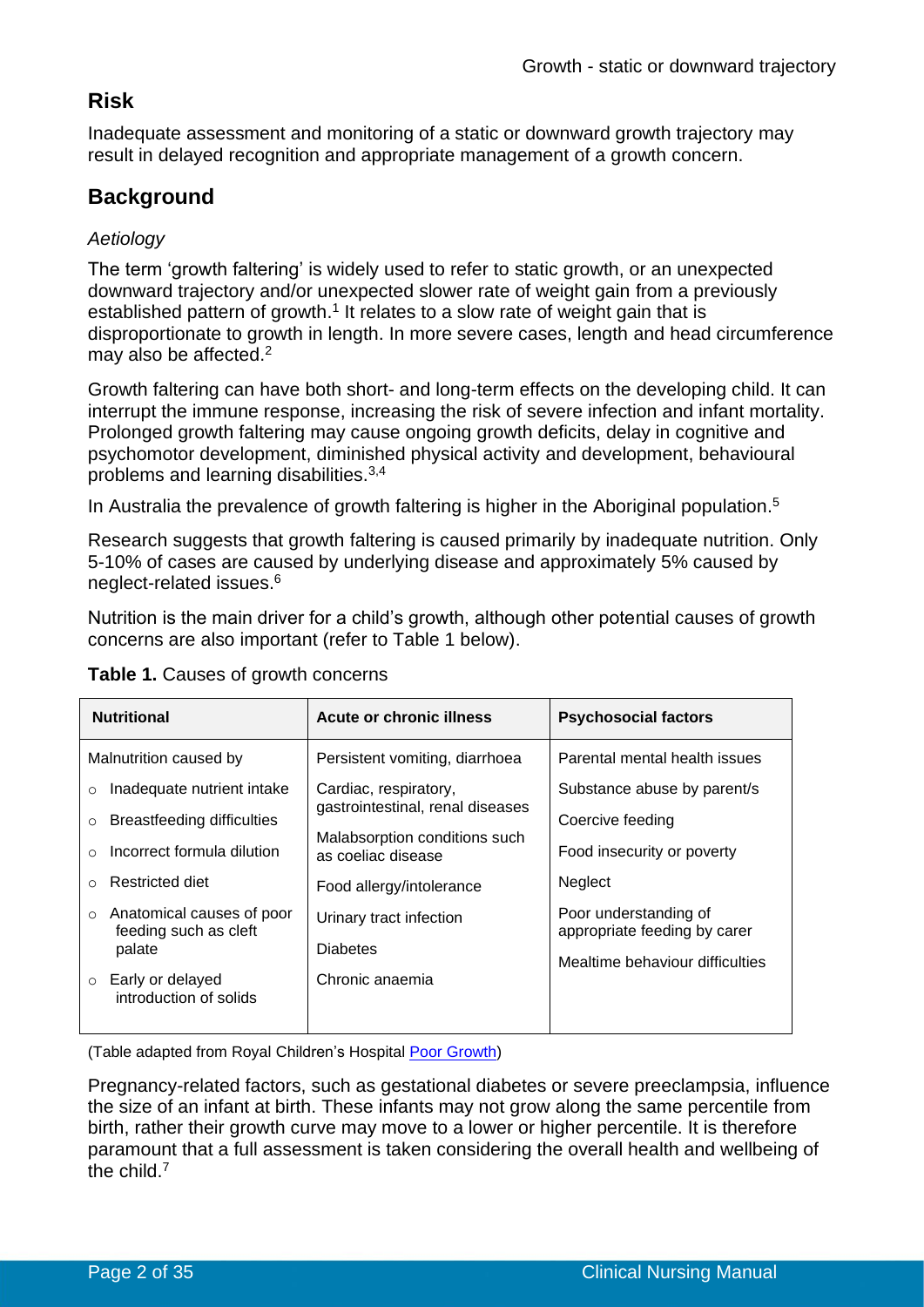## Risk

Inadequate assessment and monitoring of a static or downward growth trajectory may result in delayed recognition and appropriate management of a growth concern.

## Background

*Aetiology*

The term 'growth faltering' is widely used to refer to static growth, or an unexpected downward trajectory and/or unexpected slower rate of weight gain from a previously established pattern of growth.[1] It relates to a slow rate of weight gain that is disproportionate to growth in length. In more severe cases, length and head circumference may also be affected.[2]

Growth faltering can have both short- and long-term effects on the developing child. It can interrupt the immune response, increasing the risk of severe infection and infant mortality. Prolonged growth faltering may cause ongoing growth deficits, delay in cognitive and psychomotor development, diminished physical activity and development, behavioural problems and learning disabilities.[3,4]

In Australia the prevalence of growth faltering is higher in the Aboriginal population.[5]

Research suggests that growth faltering is caused primarily by inadequate nutrition. Only 5-10% of cases are caused by underlying disease and approximately 5% caused by neglect-related issues.[6]

Nutrition is the main driver for a child's growth, although other potential causes of growth concerns are also important (refer to Table 1 below).

**Table 1.** Causes of growth concerns

| Nutritional | Acute or chronic illness | Psychosocial factors |
|---|---|---|
| Malnutrition caused by | Persistent vomiting, diarrhoea | Parental mental health issues |
| ○ Inadequate nutrient intake | Cardiac, respiratory, gastrointestinal, renal diseases | Substance abuse by parent/s |
| ○ Breastfeeding difficulties | Malabsorption conditions such as coeliac disease | Coercive feeding |
| ○ Incorrect formula dilution | Food allergy/intolerance | Food insecurity or poverty |
| ○ Restricted diet | Urinary tract infection | Neglect |
| ○ Anatomical causes of poor feeding such as cleft palate | Diabetes | Poor understanding of appropriate feeding by carer |
| ○ Early or delayed introduction of solids | Chronic anaemia | Mealtime behaviour difficulties |

(Table adapted from Royal Children's Hospital Poor Growth)

Pregnancy-related factors, such as gestational diabetes or severe preeclampsia, influence the size of an infant at birth. These infants may not grow along the same percentile from birth, rather their growth curve may move to a lower or higher percentile. It is therefore paramount that a full assessment is taken considering the overall health and wellbeing of the child.[7]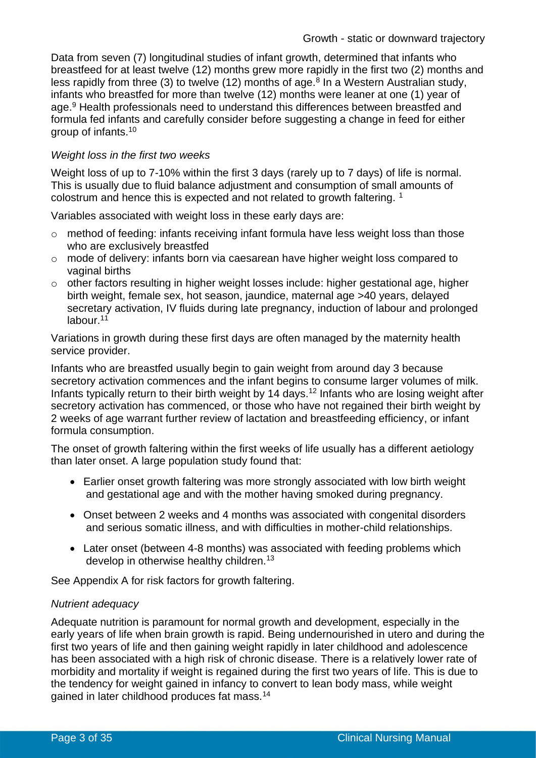Data from seven (7) longitudinal studies of infant growth, determined that infants who breastfeed for at least twelve (12) months grew more rapidly in the first two (2) months and less rapidly from three (3) to twelve (12) months of age.[8] In a Western Australian study, infants who breastfed for more than twelve (12) months were leaner at one (1) year of age.[9] Health professionals need to understand this differences between breastfed and formula fed infants and carefully consider before suggesting a change in feed for either group of infants.[10]

*Weight loss in the first two weeks*

Weight loss of up to 7-10% within the first 3 days (rarely up to 7 days) of life is normal. This is usually due to fluid balance adjustment and consumption of small amounts of colostrum and hence this is expected and not related to growth faltering. [1]

Variables associated with weight loss in these early days are:

- method of feeding: infants receiving infant formula have less weight loss than those who are exclusively breastfed
- mode of delivery: infants born via caesarean have higher weight loss compared to vaginal births
- other factors resulting in higher weight losses include: higher gestational age, higher birth weight, female sex, hot season, jaundice, maternal age >40 years, delayed secretary activation, IV fluids during late pregnancy, induction of labour and prolonged labour.[11]

Variations in growth during these first days are often managed by the maternity health service provider.

Infants who are breastfed usually begin to gain weight from around day 3 because secretory activation commences and the infant begins to consume larger volumes of milk. Infants typically return to their birth weight by 14 days.[12] Infants who are losing weight after secretory activation has commenced, or those who have not regained their birth weight by 2 weeks of age warrant further review of lactation and breastfeeding efficiency, or infant formula consumption.

The onset of growth faltering within the first weeks of life usually has a different aetiology than later onset. A large population study found that:

- Earlier onset growth faltering was more strongly associated with low birth weight and gestational age and with the mother having smoked during pregnancy.
- Onset between 2 weeks and 4 months was associated with congenital disorders and serious somatic illness, and with difficulties in mother-child relationships.
- Later onset (between 4-8 months) was associated with feeding problems which develop in otherwise healthy children.[13]

See Appendix A for risk factors for growth faltering.

*Nutrient adequacy*

Adequate nutrition is paramount for normal growth and development, especially in the early years of life when brain growth is rapid. Being undernourished in utero and during the first two years of life and then gaining weight rapidly in later childhood and adolescence has been associated with a high risk of chronic disease. There is a relatively lower rate of morbidity and mortality if weight is regained during the first two years of life. This is due to the tendency for weight gained in infancy to convert to lean body mass, while weight gained in later childhood produces fat mass.[14]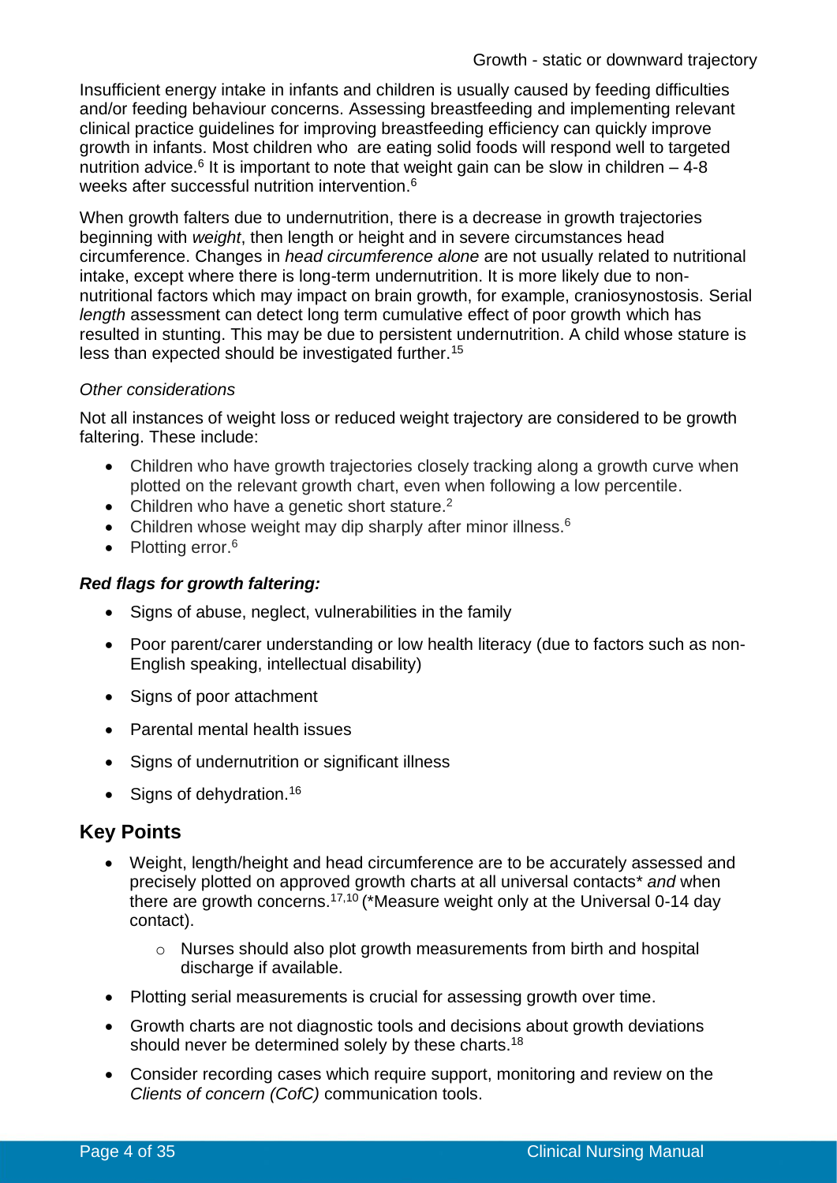Insufficient energy intake in infants and children is usually caused by feeding difficulties and/or feeding behaviour concerns. Assessing breastfeeding and implementing relevant clinical practice guidelines for improving breastfeeding efficiency can quickly improve growth in infants. Most children who are eating solid foods will respond well to targeted nutrition advice.[6] It is important to note that weight gain can be slow in children – 4-8 weeks after successful nutrition intervention.[6]

When growth falters due to undernutrition, there is a decrease in growth trajectories beginning with *weight*, then length or height and in severe circumstances head circumference. Changes in *head circumference alone* are not usually related to nutritional intake, except where there is long-term undernutrition. It is more likely due to non-nutritional factors which may impact on brain growth, for example, craniosynostosis. Serial *length* assessment can detect long term cumulative effect of poor growth which has resulted in stunting. This may be due to persistent undernutrition. A child whose stature is less than expected should be investigated further.[15]

*Other considerations*

Not all instances of weight loss or reduced weight trajectory are considered to be growth faltering. These include:

- Children who have growth trajectories closely tracking along a growth curve when plotted on the relevant growth chart, even when following a low percentile.
- Children who have a genetic short stature.[2]
- Children whose weight may dip sharply after minor illness.[6]
- Plotting error.[6]

***Red flags for growth faltering:***

- Signs of abuse, neglect, vulnerabilities in the family
- Poor parent/carer understanding or low health literacy (due to factors such as non-English speaking, intellectual disability)
- Signs of poor attachment
- Parental mental health issues
- Signs of undernutrition or significant illness
- Signs of dehydration.[16]

## Key Points

- Weight, length/height and head circumference are to be accurately assessed and precisely plotted on approved growth charts at all universal contacts* *and* when there are growth concerns.[17,10] (*Measure weight only at the Universal 0-14 day contact).
  - Nurses should also plot growth measurements from birth and hospital discharge if available.
- Plotting serial measurements is crucial for assessing growth over time.
- Growth charts are not diagnostic tools and decisions about growth deviations should never be determined solely by these charts.[18]
- Consider recording cases which require support, monitoring and review on the *Clients of concern (CofC)* communication tools.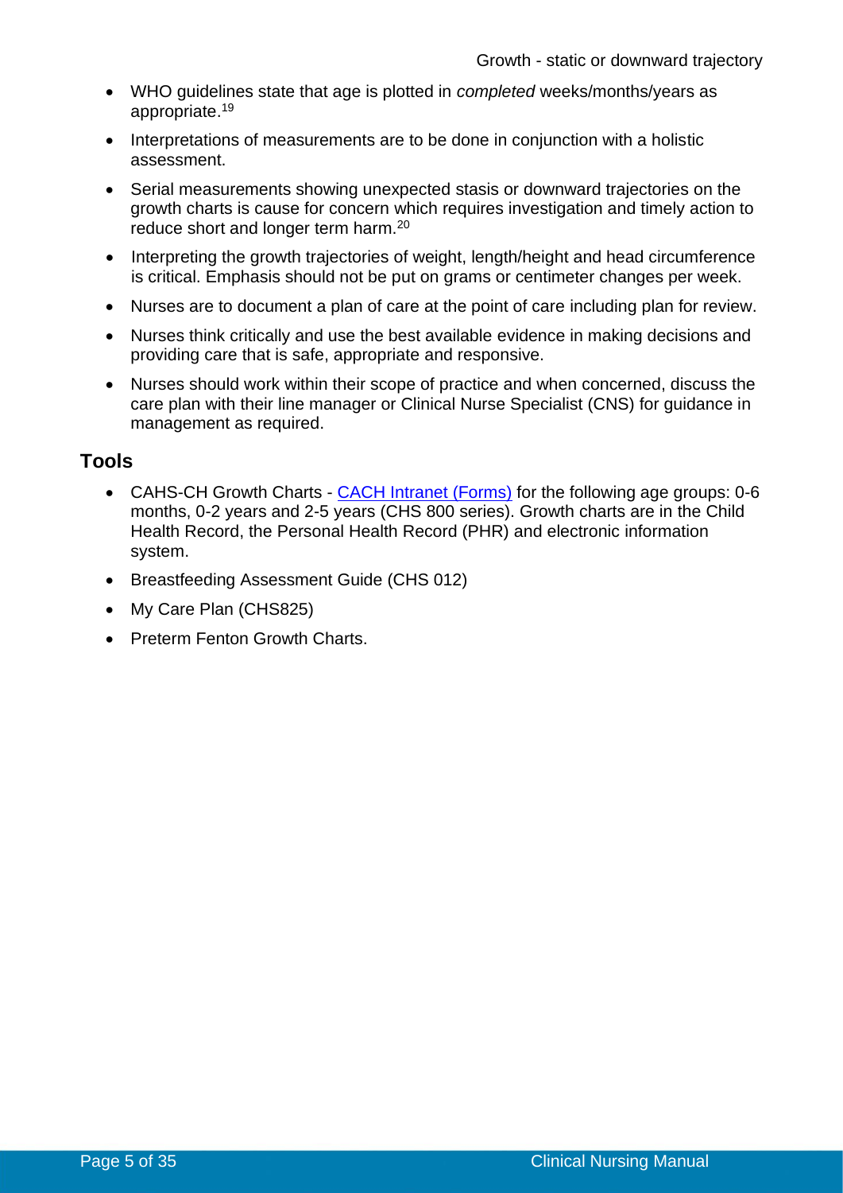- WHO guidelines state that age is plotted in *completed* weeks/months/years as appropriate.[19]
- Interpretations of measurements are to be done in conjunction with a holistic assessment.
- Serial measurements showing unexpected stasis or downward trajectories on the growth charts is cause for concern which requires investigation and timely action to reduce short and longer term harm.[20]
- Interpreting the growth trajectories of weight, length/height and head circumference is critical. Emphasis should not be put on grams or centimeter changes per week.
- Nurses are to document a plan of care at the point of care including plan for review.
- Nurses think critically and use the best available evidence in making decisions and providing care that is safe, appropriate and responsive.
- Nurses should work within their scope of practice and when concerned, discuss the care plan with their line manager or Clinical Nurse Specialist (CNS) for guidance in management as required.

## Tools

- CAHS-CH Growth Charts - CACH Intranet (Forms) for the following age groups: 0-6 months, 0-2 years and 2-5 years (CHS 800 series). Growth charts are in the Child Health Record, the Personal Health Record (PHR) and electronic information system.
- Breastfeeding Assessment Guide (CHS 012)
- My Care Plan (CHS825)
- Preterm Fenton Growth Charts.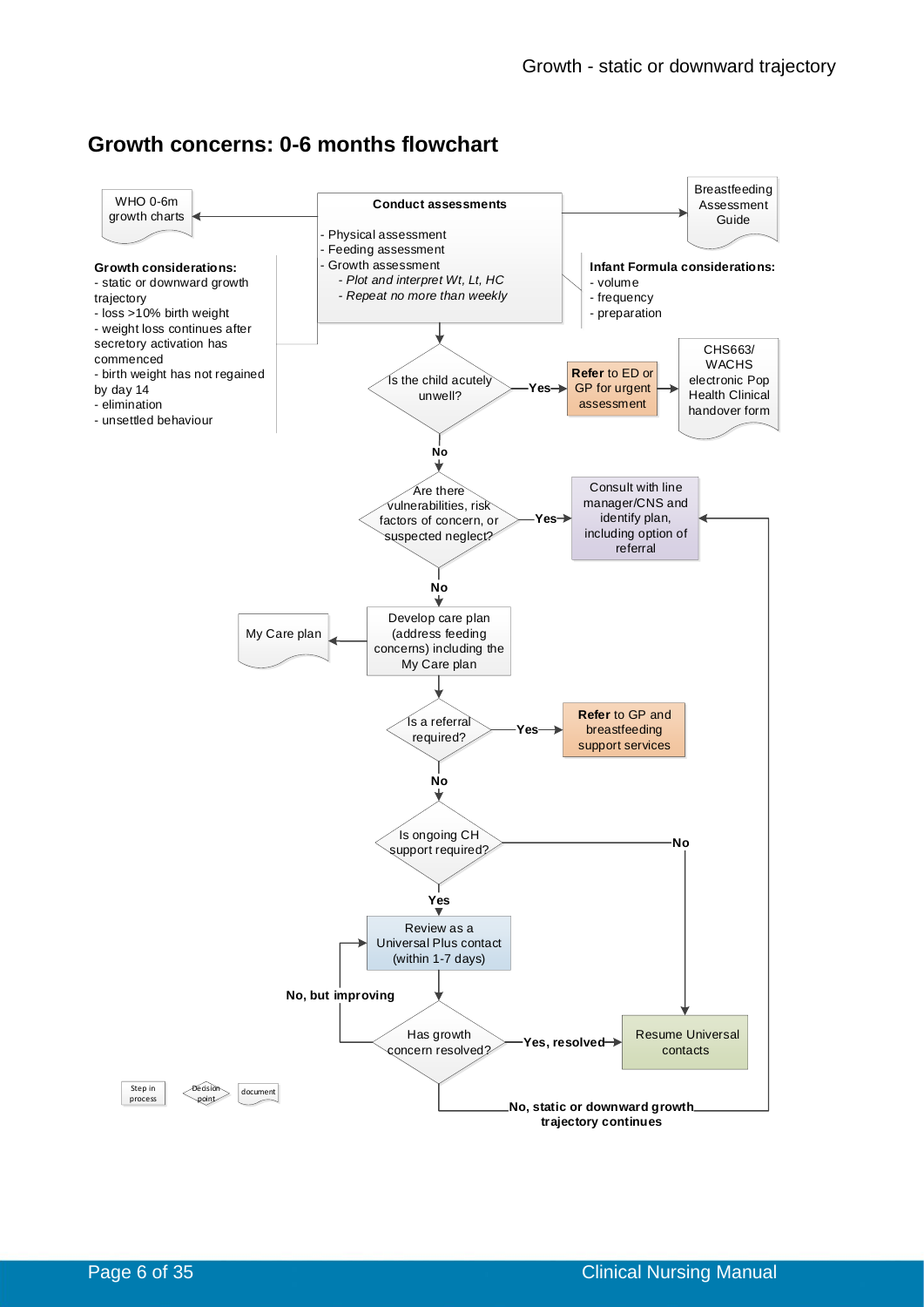## Growth concerns: 0-6 months flowchart

WHO 0-6m growth charts

**Conduct assessments**

- Physical assessment
- Feeding assessment
- Growth assessment
  - *Plot and interpret Wt, Lt, HC*
  - *Repeat no more than weekly*

Breastfeeding Assessment Guide

**Growth considerations:**
- static or downward growth trajectory
- loss >10% birth weight
- weight loss continues after secretory activation has commenced
- birth weight has not regained by day 14
- elimination
- unsettled behaviour

**Infant Formula considerations:**
- volume
- frequency
- preparation

Is the child acutely unwell?

Yes → **Refer** to ED or GP for urgent assessment → CHS663/ WACHS electronic Pop Health Clinical handover form

No

Are there vulnerabilities, risk factors of concern, or suspected neglect?

Yes → Consult with line manager/CNS and identify plan, including option of referral

No

Develop care plan (address feeding concerns) including the My Care plan → My Care plan

Is a referral required?

Yes → **Refer** to GP and breastfeeding support services

No

Is ongoing CH support required?

No → Resume Universal contacts

Yes

Review as a Universal Plus contact (within 1-7 days)

Has growth concern resolved?

Yes, resolved → Resume Universal contacts

No, but improving → Review as a Universal Plus contact (within 1-7 days)

No, static or downward growth trajectory continues → Consult with line manager/CNS and identify plan, including option of referral

Step in process

Decision point

document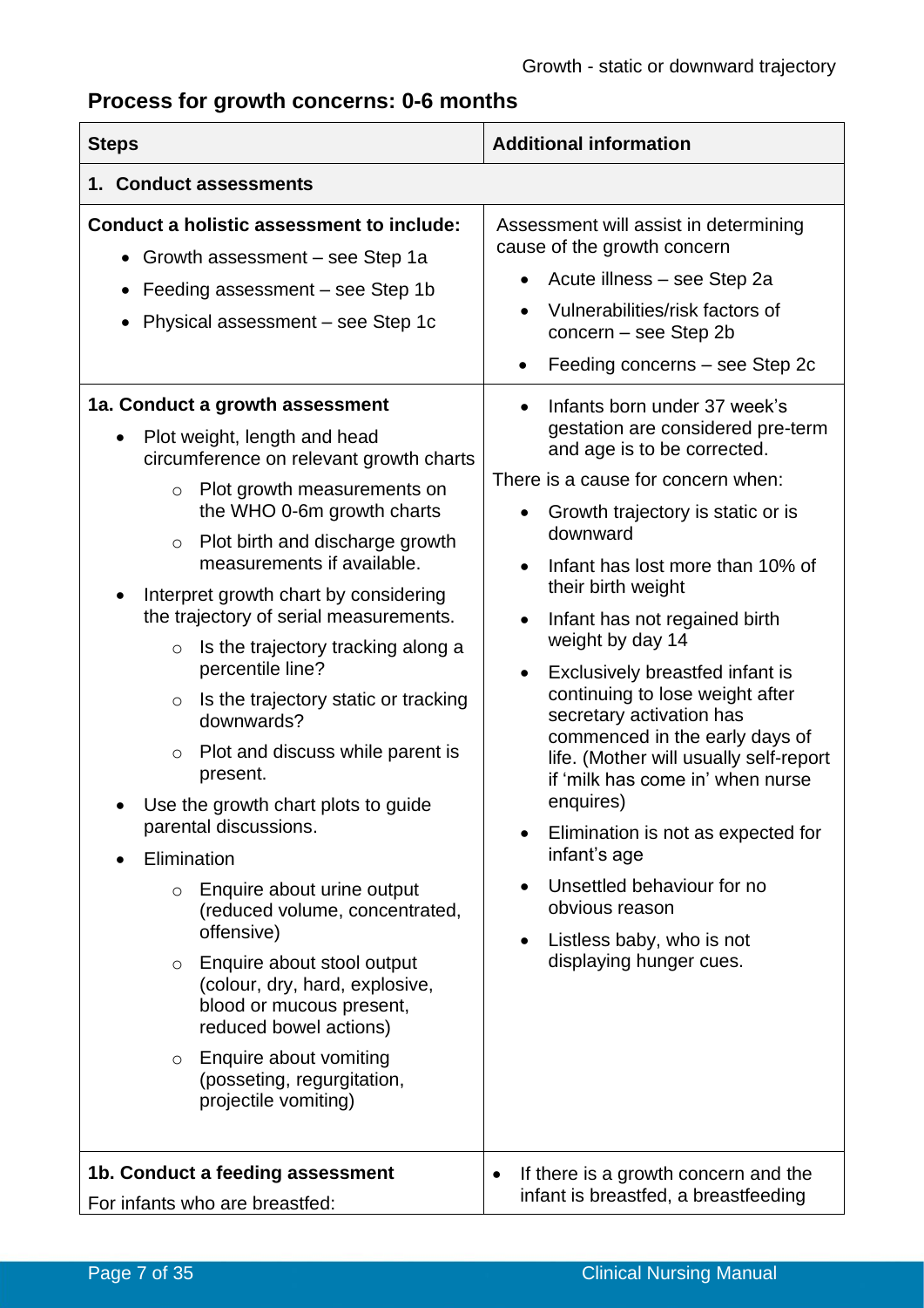## Process for growth concerns: 0-6 months

| Steps | Additional information |
|---|---|
| **1. Conduct assessments** | |
| **Conduct a holistic assessment to include:**<br>• Growth assessment – see Step 1a<br>• Feeding assessment – see Step 1b<br>• Physical assessment – see Step 1c | Assessment will assist in determining cause of the growth concern<br>• Acute illness – see Step 2a<br>• Vulnerabilities/risk factors of concern – see Step 2b<br>• Feeding concerns – see Step 2c |
| **1a. Conduct a growth assessment**<br>• Plot weight, length and head circumference on relevant growth charts<br>&nbsp;&nbsp;○ Plot growth measurements on the WHO 0-6m growth charts<br>&nbsp;&nbsp;○ Plot birth and discharge growth measurements if available.<br>• Interpret growth chart by considering the trajectory of serial measurements.<br>&nbsp;&nbsp;○ Is the trajectory tracking along a percentile line?<br>&nbsp;&nbsp;○ Is the trajectory static or tracking downwards?<br>&nbsp;&nbsp;○ Plot and discuss while parent is present.<br>• Use the growth chart plots to guide parental discussions.<br>• Elimination<br>&nbsp;&nbsp;○ Enquire about urine output (reduced volume, concentrated, offensive)<br>&nbsp;&nbsp;○ Enquire about stool output (colour, dry, hard, explosive, blood or mucous present, reduced bowel actions)<br>&nbsp;&nbsp;○ Enquire about vomiting (posseting, regurgitation, projectile vomiting) | • Infants born under 37 week's gestation are considered pre-term and age is to be corrected.<br>There is a cause for concern when:<br>• Growth trajectory is static or is downward<br>• Infant has lost more than 10% of their birth weight<br>• Infant has not regained birth weight by day 14<br>• Exclusively breastfed infant is continuing to lose weight after secretary activation has commenced in the early days of life. (Mother will usually self-report if 'milk has come in' when nurse enquires)<br>• Elimination is not as expected for infant's age<br>• Unsettled behaviour for no obvious reason<br>• Listless baby, who is not displaying hunger cues. |
| **1b. Conduct a feeding assessment**<br>For infants who are breastfed: | • If there is a growth concern and the infant is breastfed, a breastfeeding |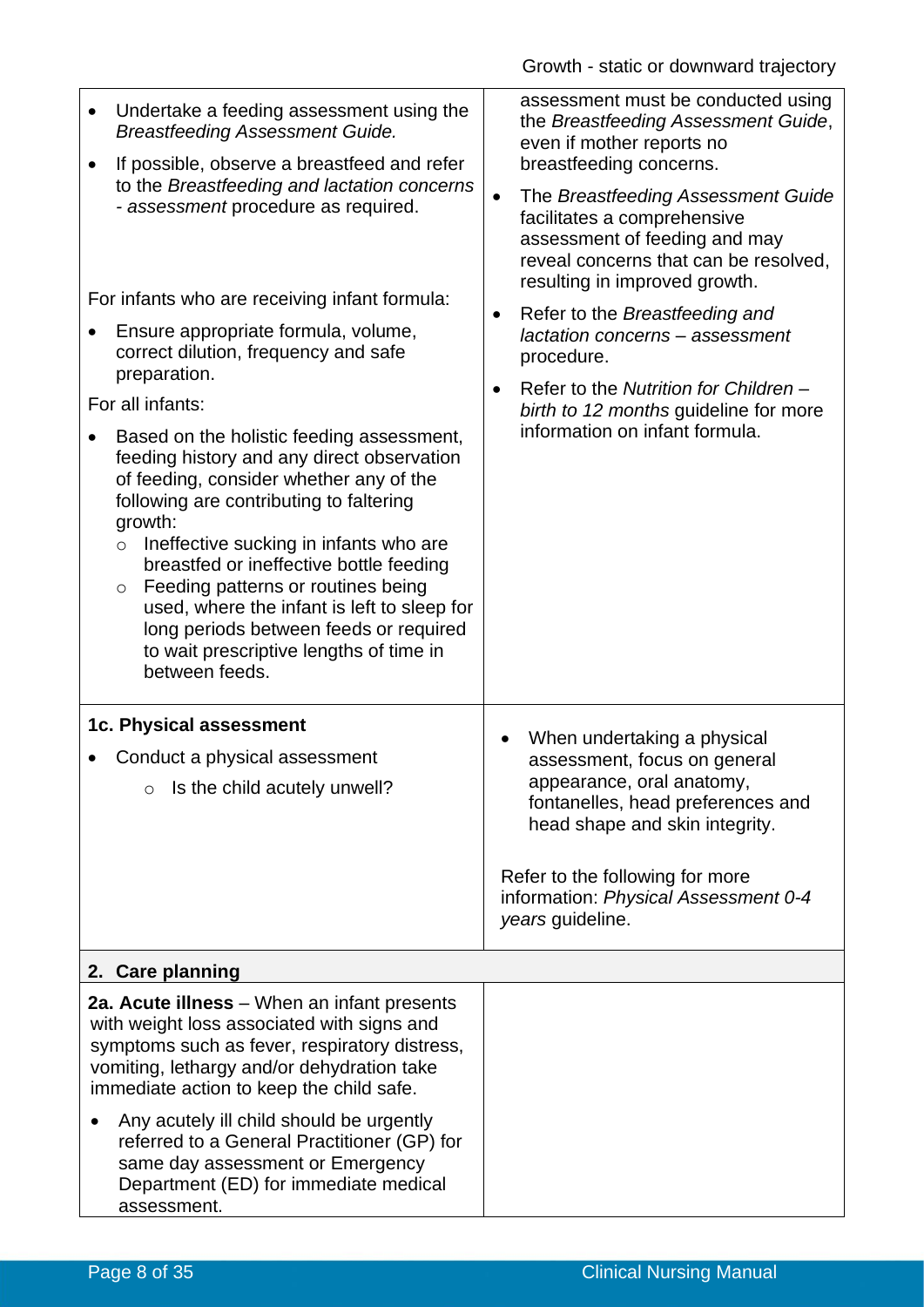| | |
|---|---|
| • Undertake a feeding assessment using the *Breastfeeding Assessment Guide.*<br>• If possible, observe a breastfeed and refer to the *Breastfeeding and lactation concerns - assessment* procedure as required.<br><br>For infants who are receiving infant formula:<br>• Ensure appropriate formula, volume, correct dilution, frequency and safe preparation.<br><br>For all infants:<br>• Based on the holistic feeding assessment, feeding history and any direct observation of feeding, consider whether any of the following are contributing to faltering growth:<br>  ○ Ineffective sucking in infants who are breastfed or ineffective bottle feeding<br>  ○ Feeding patterns or routines being used, where the infant is left to sleep for long periods between feeds or required to wait prescriptive lengths of time in between feeds. | assessment must be conducted using the *Breastfeeding Assessment Guide*, even if mother reports no breastfeeding concerns.<br>• The *Breastfeeding Assessment Guide* facilitates a comprehensive assessment of feeding and may reveal concerns that can be resolved, resulting in improved growth.<br>• Refer to the *Breastfeeding and lactation concerns – assessment* procedure.<br>• Refer to the *Nutrition for Children – birth to 12 months* guideline for more information on infant formula. |
| **1c. Physical assessment**<br>• Conduct a physical assessment<br>  ○ Is the child acutely unwell? | • When undertaking a physical assessment, focus on general appearance, oral anatomy, fontanelles, head preferences and head shape and skin integrity.<br><br>Refer to the following for more information: *Physical Assessment 0-4 years* guideline. |
| **2. Care planning** | |
| **2a. Acute illness** – When an infant presents with weight loss associated with signs and symptoms such as fever, respiratory distress, vomiting, lethargy and/or dehydration take immediate action to keep the child safe.<br>• Any acutely ill child should be urgently referred to a General Practitioner (GP) for same day assessment or Emergency Department (ED) for immediate medical assessment. | |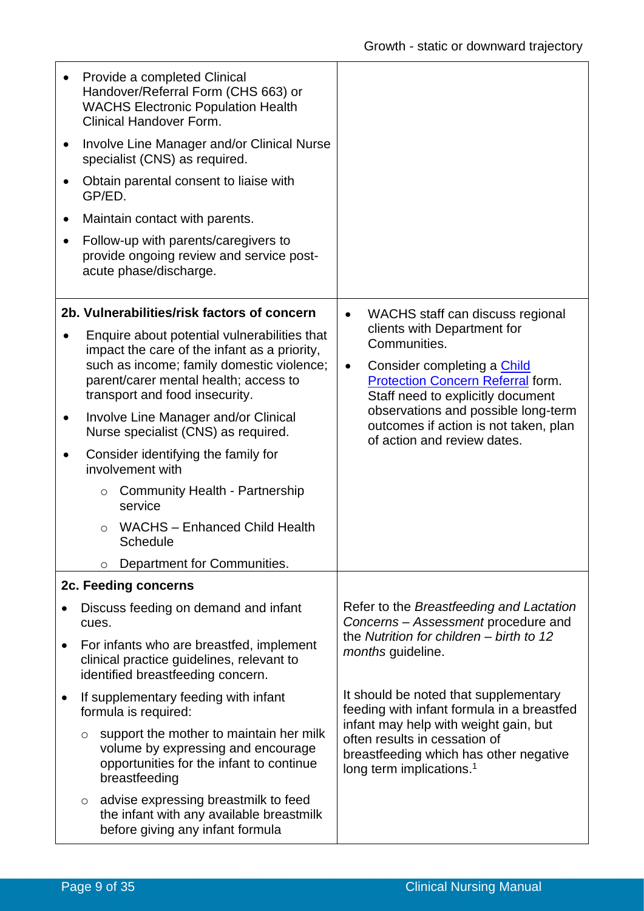| | |
|---|---|
| • Provide a completed Clinical Handover/Referral Form (CHS 663) or WACHS Electronic Population Health Clinical Handover Form.<br>• Involve Line Manager and/or Clinical Nurse specialist (CNS) as required.<br>• Obtain parental consent to liaise with GP/ED.<br>• Maintain contact with parents.<br>• Follow-up with parents/caregivers to provide ongoing review and service post-acute phase/discharge. | |
| **2b. Vulnerabilities/risk factors of concern**<br>• Enquire about potential vulnerabilities that impact the care of the infant as a priority, such as income; family domestic violence; parent/carer mental health; access to transport and food insecurity.<br>• Involve Line Manager and/or Clinical Nurse specialist (CNS) as required.<br>• Consider identifying the family for involvement with<br>  ○ Community Health - Partnership service<br>  ○ WACHS – Enhanced Child Health Schedule<br>  ○ Department for Communities. | • WACHS staff can discuss regional clients with Department for Communities.<br>• Consider completing a [Child Protection Concern Referral] form. Staff need to explicitly document observations and possible long-term outcomes if action is not taken, plan of action and review dates. |
| **2c. Feeding concerns**<br>• Discuss feeding on demand and infant cues.<br>• For infants who are breastfed, implement clinical practice guidelines, relevant to identified breastfeeding concern.<br>• If supplementary feeding with infant formula is required:<br>  ○ support the mother to maintain her milk volume by expressing and encourage opportunities for the infant to continue breastfeeding<br>  ○ advise expressing breastmilk to feed the infant with any available breastmilk before giving any infant formula | Refer to the *Breastfeeding and Lactation Concerns – Assessment* procedure and the *Nutrition for children – birth to 12 months* guideline.<br><br>It should be noted that supplementary feeding with infant formula in a breastfed infant may help with weight gain, but often results in cessation of breastfeeding which has other negative long term implications.[1] |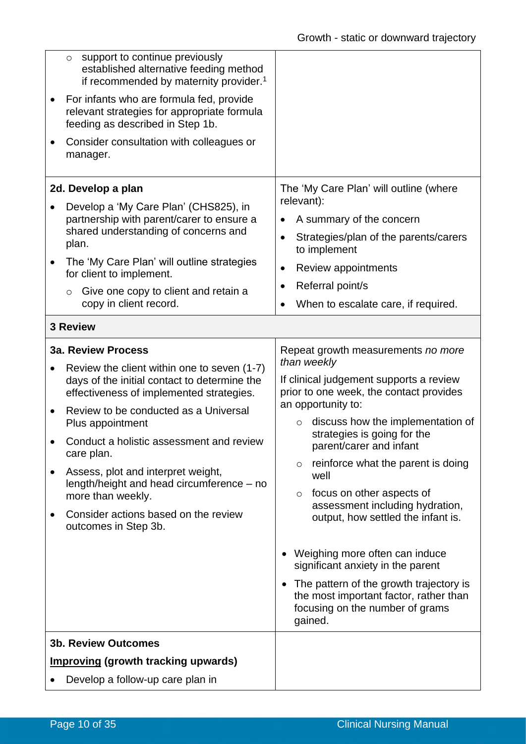| | |
|---|---|
| ◦ support to continue previously established alternative feeding method if recommended by maternity provider.[1]<br>• For infants who are formula fed, provide relevant strategies for appropriate formula feeding as described in Step 1b.<br>• Consider consultation with colleagues or manager. | |
| **2d. Develop a plan**<br>• Develop a 'My Care Plan' (CHS825), in partnership with parent/carer to ensure a shared understanding of concerns and plan.<br>• The 'My Care Plan' will outline strategies for client to implement.<br>◦ Give one copy to client and retain a copy in client record. | The 'My Care Plan' will outline (where relevant):<br>• A summary of the concern<br>• Strategies/plan of the parents/carers to implement<br>• Review appointments<br>• Referral point/s<br>• When to escalate care, if required. |
| **3 Review** | |
| **3a. Review Process**<br>• Review the client within one to seven (1-7) days of the initial contact to determine the effectiveness of implemented strategies.<br>• Review to be conducted as a Universal Plus appointment<br>• Conduct a holistic assessment and review care plan.<br>• Assess, plot and interpret weight, length/height and head circumference – no more than weekly.<br>• Consider actions based on the review outcomes in Step 3b. | Repeat growth measurements *no more than weekly*<br>If clinical judgement supports a review prior to one week, the contact provides an opportunity to:<br>◦ discuss how the implementation of strategies is going for the parent/carer and infant<br>◦ reinforce what the parent is doing well<br>◦ focus on other aspects of assessment including hydration, output, how settled the infant is.<br>• Weighing more often can induce significant anxiety in the parent<br>• The pattern of the growth trajectory is the most important factor, rather than focusing on the number of grams gained. |
| **3b. Review Outcomes**<br>**Improving (growth tracking upwards)**<br>• Develop a follow-up care plan in | |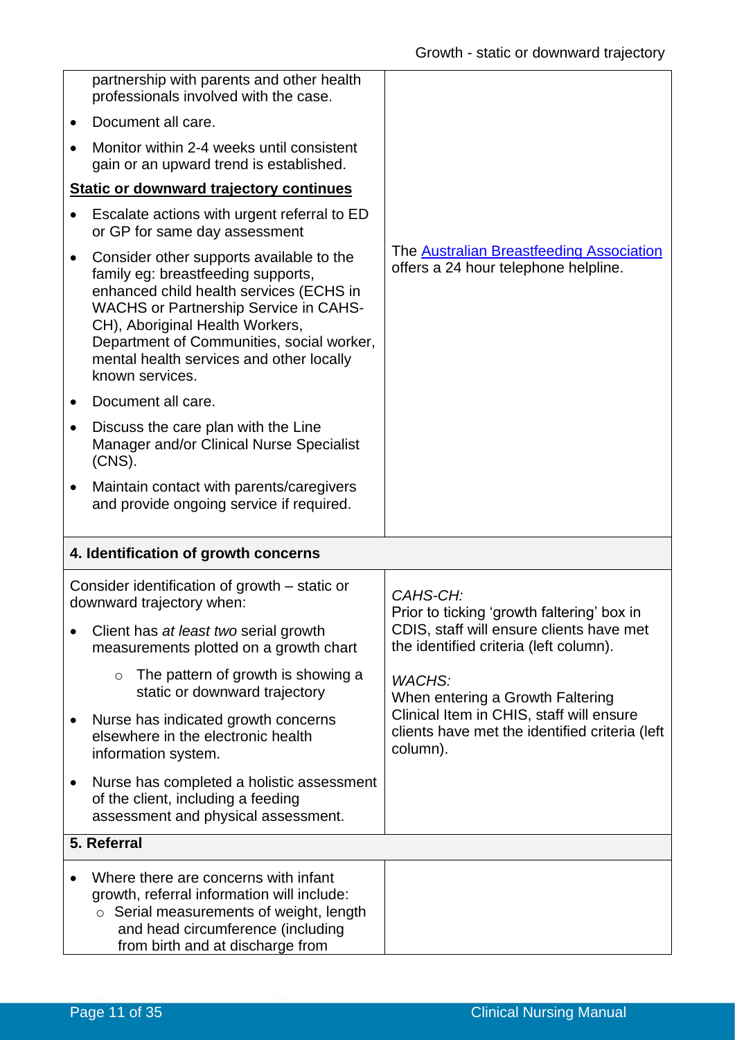| | |
|---|---|
| partnership with parents and other health professionals involved with the case.<br>• Document all care.<br>• Monitor within 2-4 weeks until consistent gain or an upward trend is established.<br>**<u>Static or downward trajectory continues</u>**<br>• Escalate actions with urgent referral to ED or GP for same day assessment<br>• Consider other supports available to the family eg: breastfeeding supports, enhanced child health services (ECHS in WACHS or Partnership Service in CAHS-CH), Aboriginal Health Workers, Department of Communities, social worker, mental health services and other locally known services.<br>• Document all care.<br>• Discuss the care plan with the Line Manager and/or Clinical Nurse Specialist (CNS).<br>• Maintain contact with parents/caregivers and provide ongoing service if required. | The Australian Breastfeeding Association offers a 24 hour telephone helpline. |
| **4. Identification of growth concerns** | |
| Consider identification of growth – static or downward trajectory when:<br>• Client has *at least two* serial growth measurements plotted on a growth chart<br>  ○ The pattern of growth is showing a static or downward trajectory<br>• Nurse has indicated growth concerns elsewhere in the electronic health information system.<br>• Nurse has completed a holistic assessment of the client, including a feeding assessment and physical assessment. | *CAHS-CH:*<br>Prior to ticking 'growth faltering' box in CDIS, staff will ensure clients have met the identified criteria (left column).<br><br>*WACHS:*<br>When entering a Growth Faltering Clinical Item in CHIS, staff will ensure clients have met the identified criteria (left column). |
| **5. Referral** | |
| • Where there are concerns with infant growth, referral information will include:<br>  ○ Serial measurements of weight, length and head circumference (including from birth and at discharge from | |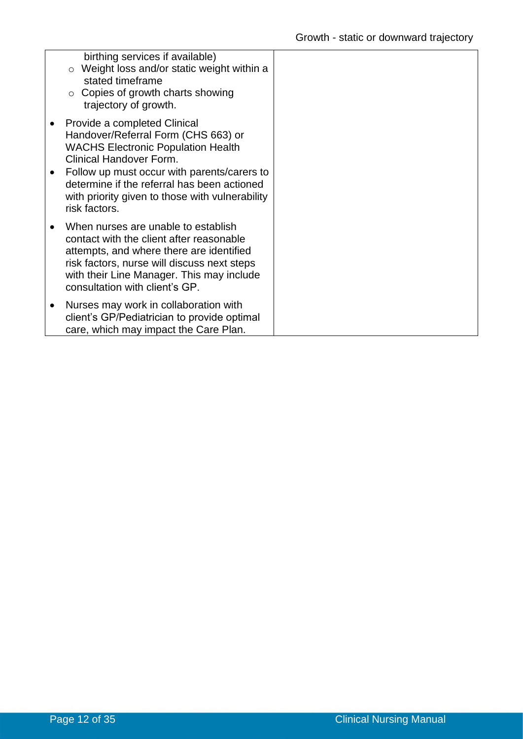| | |
|---|---|
| birthing services if available)<br>◦ Weight loss and/or static weight within a stated timeframe<br>◦ Copies of growth charts showing trajectory of growth.<br>• Provide a completed Clinical Handover/Referral Form (CHS 663) or WACHS Electronic Population Health Clinical Handover Form.<br>• Follow up must occur with parents/carers to determine if the referral has been actioned with priority given to those with vulnerability risk factors.<br>• When nurses are unable to establish contact with the client after reasonable attempts, and where there are identified risk factors, nurse will discuss next steps with their Line Manager. This may include consultation with client's GP.<br>• Nurses may work in collaboration with client's GP/Pediatrician to provide optimal care, which may impact the Care Plan. | |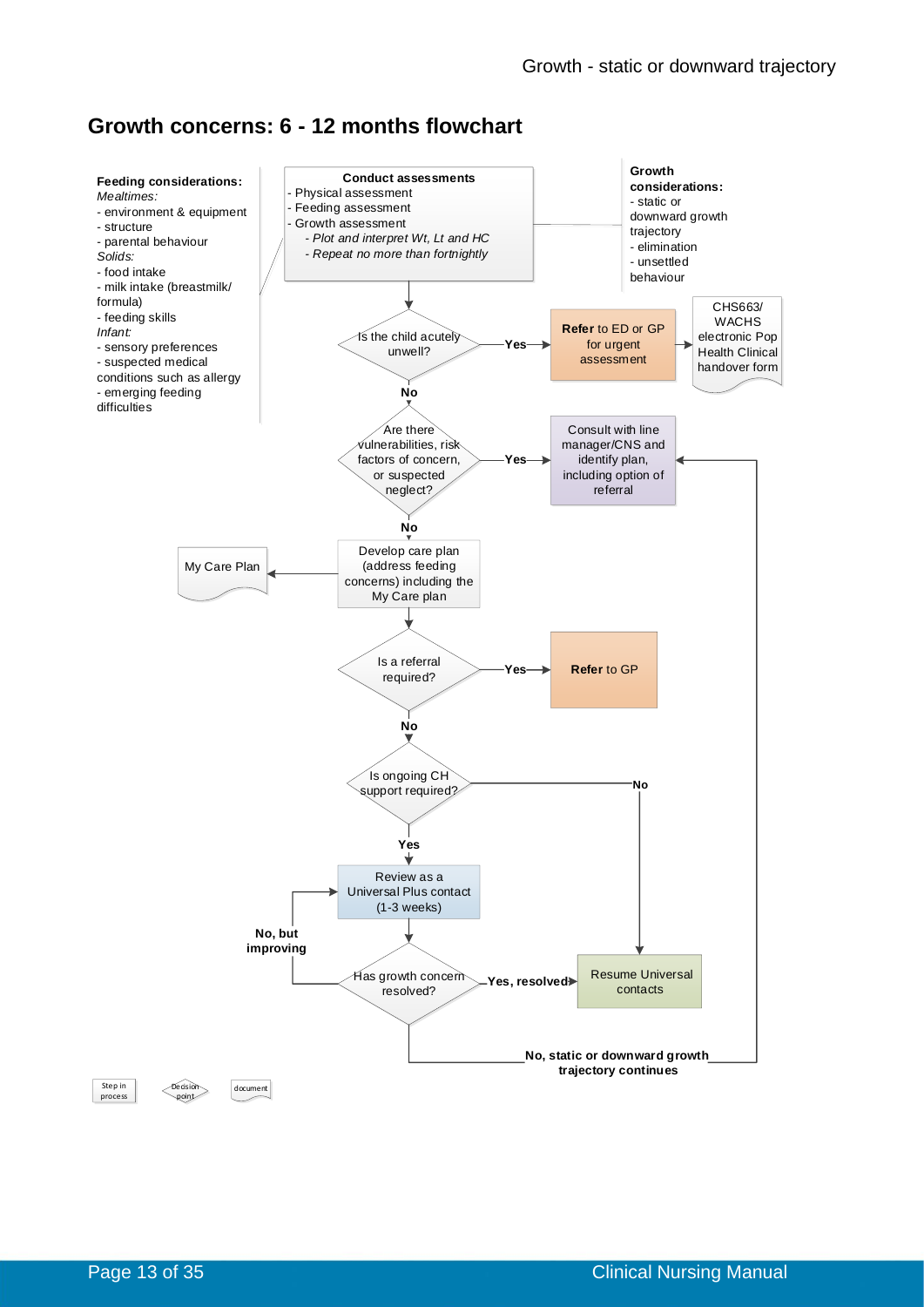# Growth concerns: 6 - 12 months flowchart

**Feeding considerations:**
*Mealtimes:*
- environment & equipment
- structure
- parental behaviour

*Solids:*
- food intake
- milk intake (breastmilk/ formula)
- feeding skills

*Infant:*
- sensory preferences
- suspected medical conditions such as allergy
- emerging feeding difficulties

**Conduct assessments**
- Physical assessment
- Feeding assessment
- Growth assessment
  - *Plot and interpret Wt, Lt and HC*
  - *Repeat no more than fortnightly*

**Growth considerations:**
- static or downward growth trajectory
- elimination
- unsettled behaviour

Is the child acutely unwell?
- **Yes** → **Refer** to ED or GP for urgent assessment → CHS663/ WACHS electronic Pop Health Clinical handover form
- **No** ↓

Are there vulnerabilities, risk factors of concern, or suspected neglect?
- **Yes** → Consult with line manager/CNS and identify plan, including option of referral
- **No** ↓

Develop care plan (address feeding concerns) including the My Care plan → My Care Plan

Is a referral required?
- **Yes** → **Refer** to GP
- **No** ↓

Is ongoing CH support required?
- **No** → Resume Universal contacts
- **Yes** ↓

Review as a Universal Plus contact (1-3 weeks)

Has growth concern resolved?
- **Yes, resolved** → Resume Universal contacts
- **No, but improving** → Review as a Universal Plus contact (1-3 weeks)
- **No, static or downward growth trajectory continues** → Consult with line manager/CNS and identify plan, including option of referral

Step in process | Decision point | document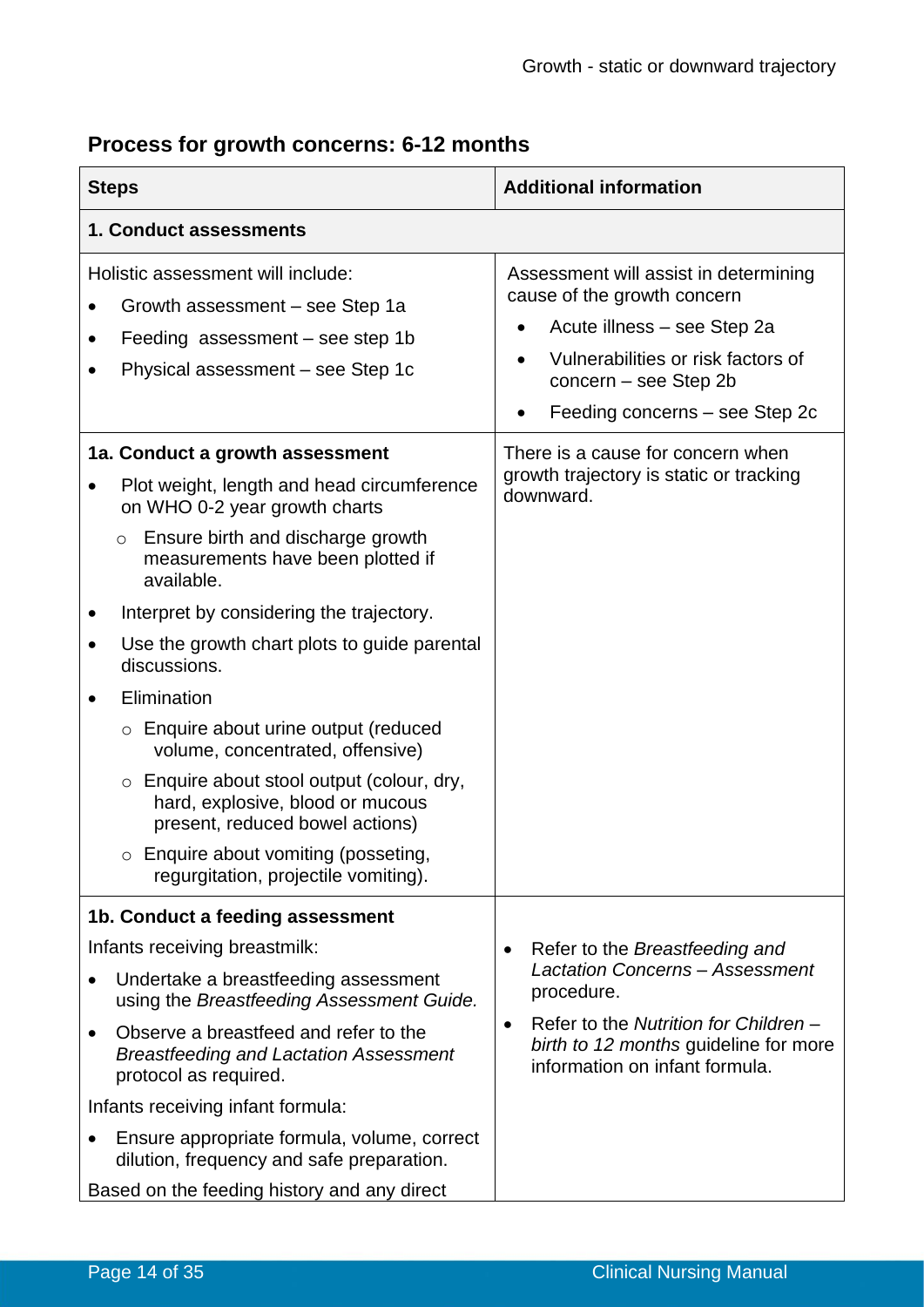## Process for growth concerns: 6-12 months

| Steps | Additional information |
| --- | --- |
| **1. Conduct assessments** | |
| Holistic assessment will include:<br>• Growth assessment – see Step 1a<br>• Feeding assessment – see step 1b<br>• Physical assessment – see Step 1c | Assessment will assist in determining cause of the growth concern<br>• Acute illness – see Step 2a<br>• Vulnerabilities or risk factors of concern – see Step 2b<br>• Feeding concerns – see Step 2c |
| **1a. Conduct a growth assessment**<br>• Plot weight, length and head circumference on WHO 0-2 year growth charts<br>  ○ Ensure birth and discharge growth measurements have been plotted if available.<br>• Interpret by considering the trajectory.<br>• Use the growth chart plots to guide parental discussions.<br>• Elimination<br>  ○ Enquire about urine output (reduced volume, concentrated, offensive)<br>  ○ Enquire about stool output (colour, dry, hard, explosive, blood or mucous present, reduced bowel actions)<br>  ○ Enquire about vomiting (posseting, regurgitation, projectile vomiting). | There is a cause for concern when growth trajectory is static or tracking downward. |
| **1b. Conduct a feeding assessment**<br>Infants receiving breastmilk:<br>• Undertake a breastfeeding assessment using the *Breastfeeding Assessment Guide.*<br>• Observe a breastfeed and refer to the *Breastfeeding and Lactation Assessment* protocol as required.<br>Infants receiving infant formula:<br>• Ensure appropriate formula, volume, correct dilution, frequency and safe preparation.<br>Based on the feeding history and any direct | • Refer to the *Breastfeeding and Lactation Concerns – Assessment* procedure.<br>• Refer to the *Nutrition for Children – birth to 12 months* guideline for more information on infant formula. |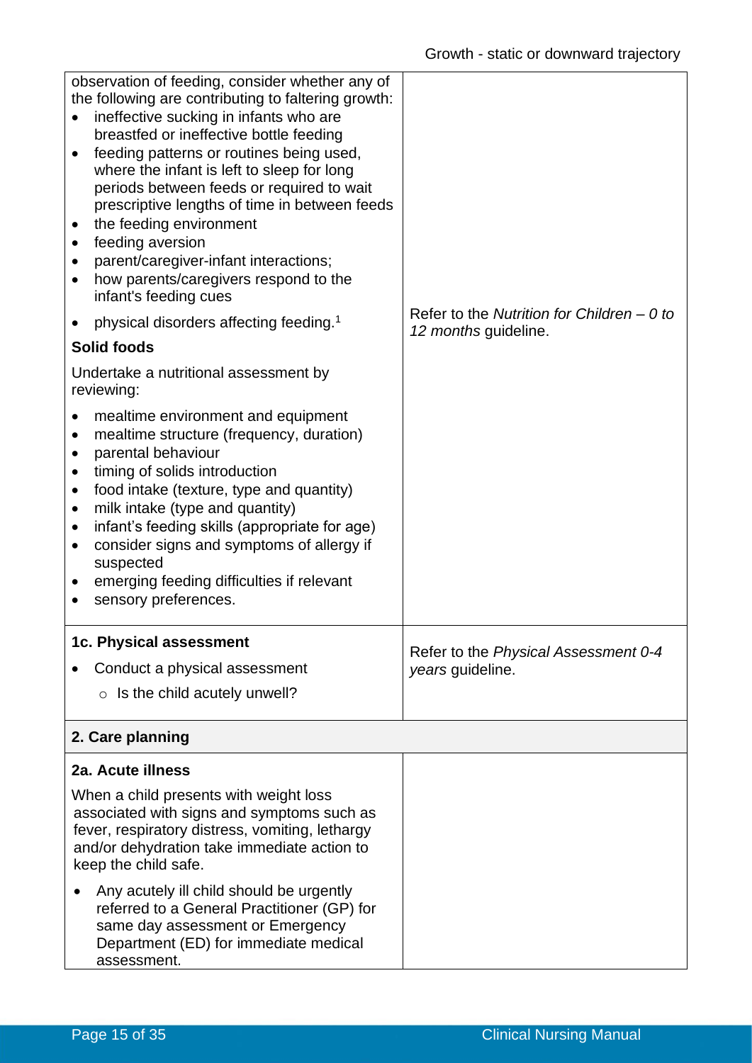| | |
|---|---|
| observation of feeding, consider whether any of the following are contributing to faltering growth:<br>• ineffective sucking in infants who are breastfed or ineffective bottle feeding<br>• feeding patterns or routines being used, where the infant is left to sleep for long periods between feeds or required to wait prescriptive lengths of time in between feeds<br>• the feeding environment<br>• feeding aversion<br>• parent/caregiver-infant interactions;<br>• how parents/caregivers respond to the infant's feeding cues<br>• physical disorders affecting feeding.[1]<br>**Solid foods**<br>Undertake a nutritional assessment by reviewing:<br>• mealtime environment and equipment<br>• mealtime structure (frequency, duration)<br>• parental behaviour<br>• timing of solids introduction<br>• food intake (texture, type and quantity)<br>• milk intake (type and quantity)<br>• infant's feeding skills (appropriate for age)<br>• consider signs and symptoms of allergy if suspected<br>• emerging feeding difficulties if relevant<br>• sensory preferences. | Refer to the *Nutrition for Children – 0 to 12 months* guideline. |
| **1c. Physical assessment**<br>• Conduct a physical assessment<br>  ○ Is the child acutely unwell? | Refer to the *Physical Assessment 0-4 years* guideline. |
| **2. Care planning** | |
| **2a. Acute illness**<br>When a child presents with weight loss associated with signs and symptoms such as fever, respiratory distress, vomiting, lethargy and/or dehydration take immediate action to keep the child safe.<br>• Any acutely ill child should be urgently referred to a General Practitioner (GP) for same day assessment or Emergency Department (ED) for immediate medical assessment. | |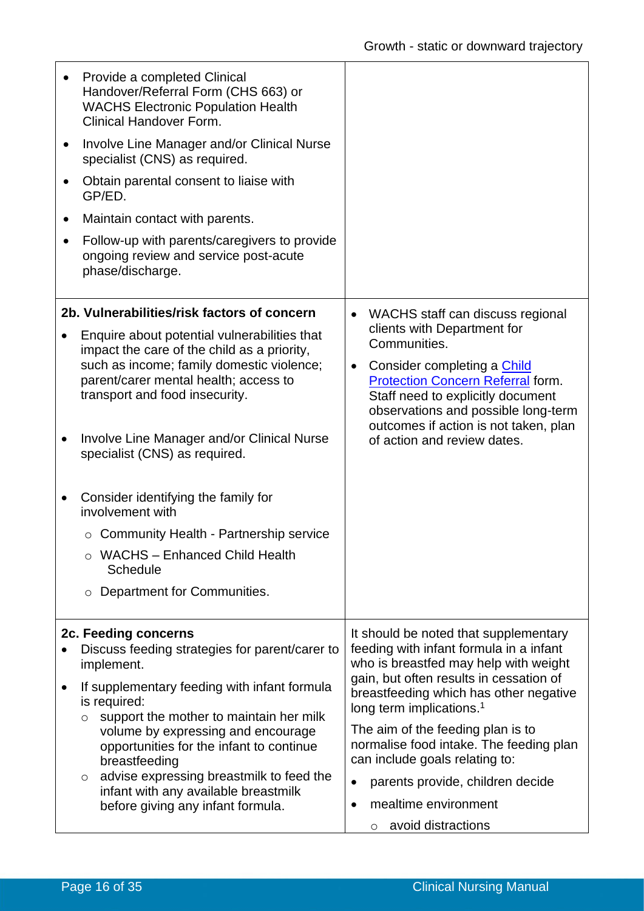| | |
|---|---|
| • Provide a completed Clinical Handover/Referral Form (CHS 663) or WACHS Electronic Population Health Clinical Handover Form.<br>• Involve Line Manager and/or Clinical Nurse specialist (CNS) as required.<br>• Obtain parental consent to liaise with GP/ED.<br>• Maintain contact with parents.<br>• Follow-up with parents/caregivers to provide ongoing review and service post-acute phase/discharge. | |
| **2b. Vulnerabilities/risk factors of concern**<br>• Enquire about potential vulnerabilities that impact the care of the child as a priority, such as income; family domestic violence; parent/carer mental health; access to transport and food insecurity.<br>• Involve Line Manager and/or Clinical Nurse specialist (CNS) as required.<br>• Consider identifying the family for involvement with<br>  ◦ Community Health - Partnership service<br>  ◦ WACHS – Enhanced Child Health Schedule<br>  ◦ Department for Communities. | • WACHS staff can discuss regional clients with Department for Communities.<br>• Consider completing a Child Protection Concern Referral form. Staff need to explicitly document observations and possible long-term outcomes if action is not taken, plan of action and review dates. |
| **2c. Feeding concerns**<br>• Discuss feeding strategies for parent/carer to implement.<br>• If supplementary feeding with infant formula is required:<br>  ◦ support the mother to maintain her milk volume by expressing and encourage opportunities for the infant to continue breastfeeding<br>  ◦ advise expressing breastmilk to feed the infant with any available breastmilk before giving any infant formula. | It should be noted that supplementary feeding with infant formula in a infant who is breastfed may help with weight gain, but often results in cessation of breastfeeding which has other negative long term implications.[1]<br>The aim of the feeding plan is to normalise food intake. The feeding plan can include goals relating to:<br>• parents provide, children decide<br>• mealtime environment<br>  ◦ avoid distractions |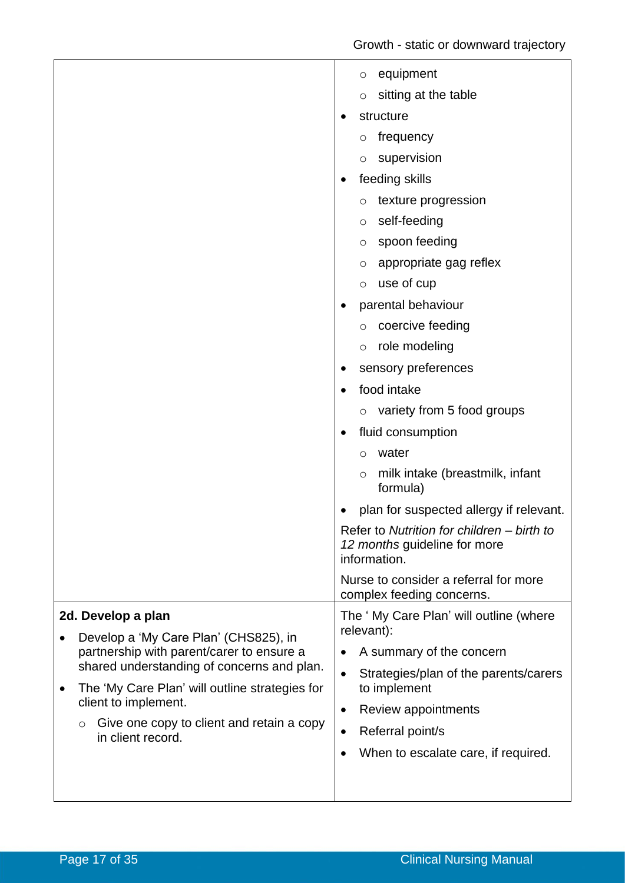| | |
|---|---|
| | ◦ equipment<br>◦ sitting at the table<br>• structure<br>◦ frequency<br>◦ supervision<br>• feeding skills<br>◦ texture progression<br>◦ self-feeding<br>◦ spoon feeding<br>◦ appropriate gag reflex<br>◦ use of cup<br>• parental behaviour<br>◦ coercive feeding<br>◦ role modeling<br>• sensory preferences<br>• food intake<br>◦ variety from 5 food groups<br>• fluid consumption<br>◦ water<br>◦ milk intake (breastmilk, infant formula)<br>• plan for suspected allergy if relevant.<br>Refer to *Nutrition for children – birth to 12 months* guideline for more information.<br>Nurse to consider a referral for more complex feeding concerns. |
| **2d. Develop a plan**<br>• Develop a 'My Care Plan' (CHS825), in partnership with parent/carer to ensure a shared understanding of concerns and plan.<br>• The 'My Care Plan' will outline strategies for client to implement.<br>◦ Give one copy to client and retain a copy in client record. | The ' My Care Plan' will outline (where relevant):<br>• A summary of the concern<br>• Strategies/plan of the parents/carers to implement<br>• Review appointments<br>• Referral point/s<br>• When to escalate care, if required. |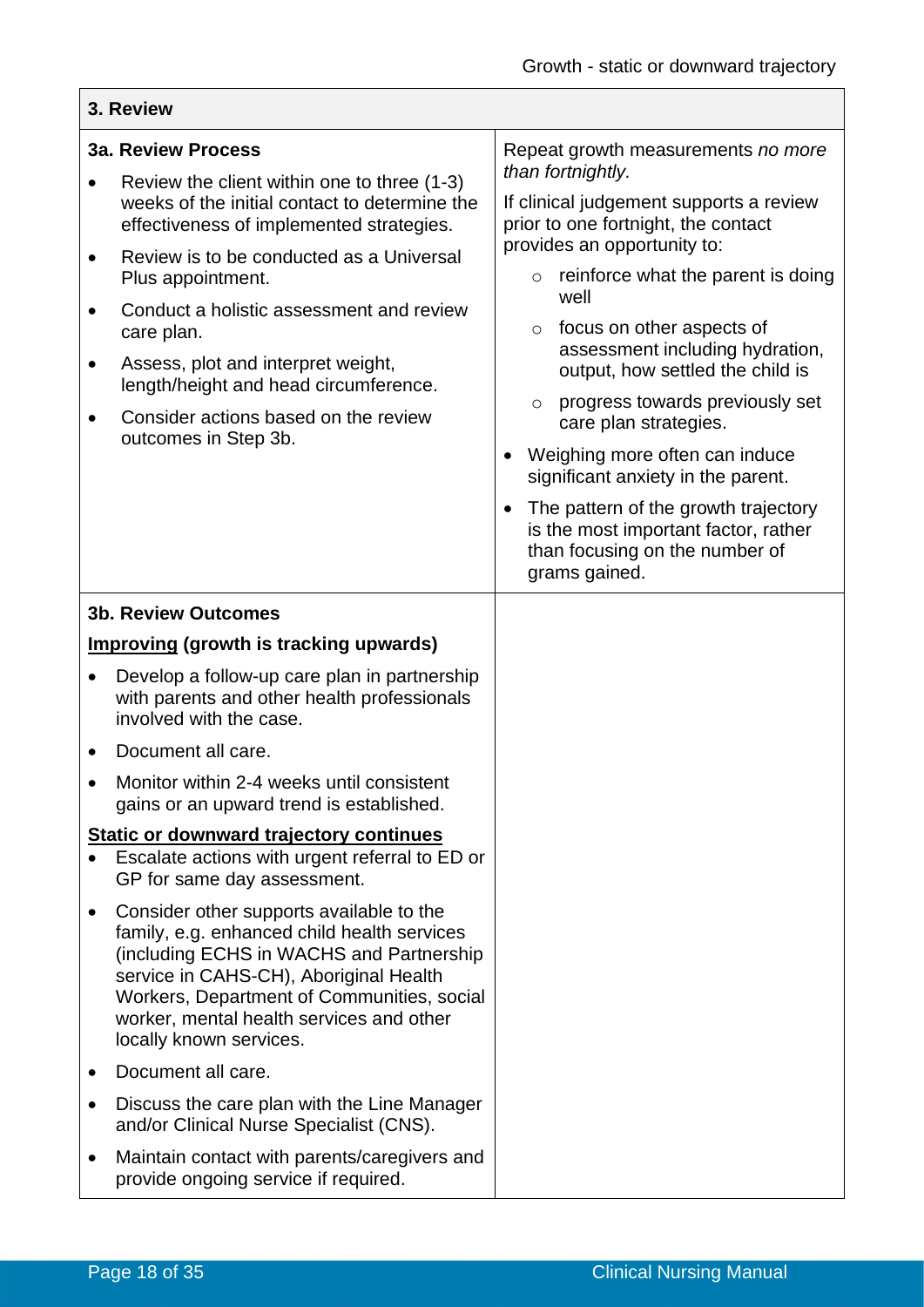| 3. Review | |
|---|---|
| **3a. Review Process**<br>• Review the client within one to three (1-3) weeks of the initial contact to determine the effectiveness of implemented strategies.<br>• Review is to be conducted as a Universal Plus appointment.<br>• Conduct a holistic assessment and review care plan.<br>• Assess, plot and interpret weight, length/height and head circumference.<br>• Consider actions based on the review outcomes in Step 3b. | Repeat growth measurements *no more than fortnightly.*<br>If clinical judgement supports a review prior to one fortnight, the contact provides an opportunity to:<br>○ reinforce what the parent is doing well<br>○ focus on other aspects of assessment including hydration, output, how settled the child is<br>○ progress towards previously set care plan strategies.<br>• Weighing more often can induce significant anxiety in the parent.<br>• The pattern of the growth trajectory is the most important factor, rather than focusing on the number of grams gained. |
| **3b. Review Outcomes**<br>**<u>Improving</u> (growth is tracking upwards)**<br>• Develop a follow-up care plan in partnership with parents and other health professionals involved with the case.<br>• Document all care.<br>• Monitor within 2-4 weeks until consistent gains or an upward trend is established.<br>**<u>Static or downward trajectory continues</u>**<br>• Escalate actions with urgent referral to ED or GP for same day assessment.<br>• Consider other supports available to the family, e.g. enhanced child health services (including ECHS in WACHS and Partnership service in CAHS-CH), Aboriginal Health Workers, Department of Communities, social worker, mental health services and other locally known services.<br>• Document all care.<br>• Discuss the care plan with the Line Manager and/or Clinical Nurse Specialist (CNS).<br>• Maintain contact with parents/caregivers and provide ongoing service if required. | |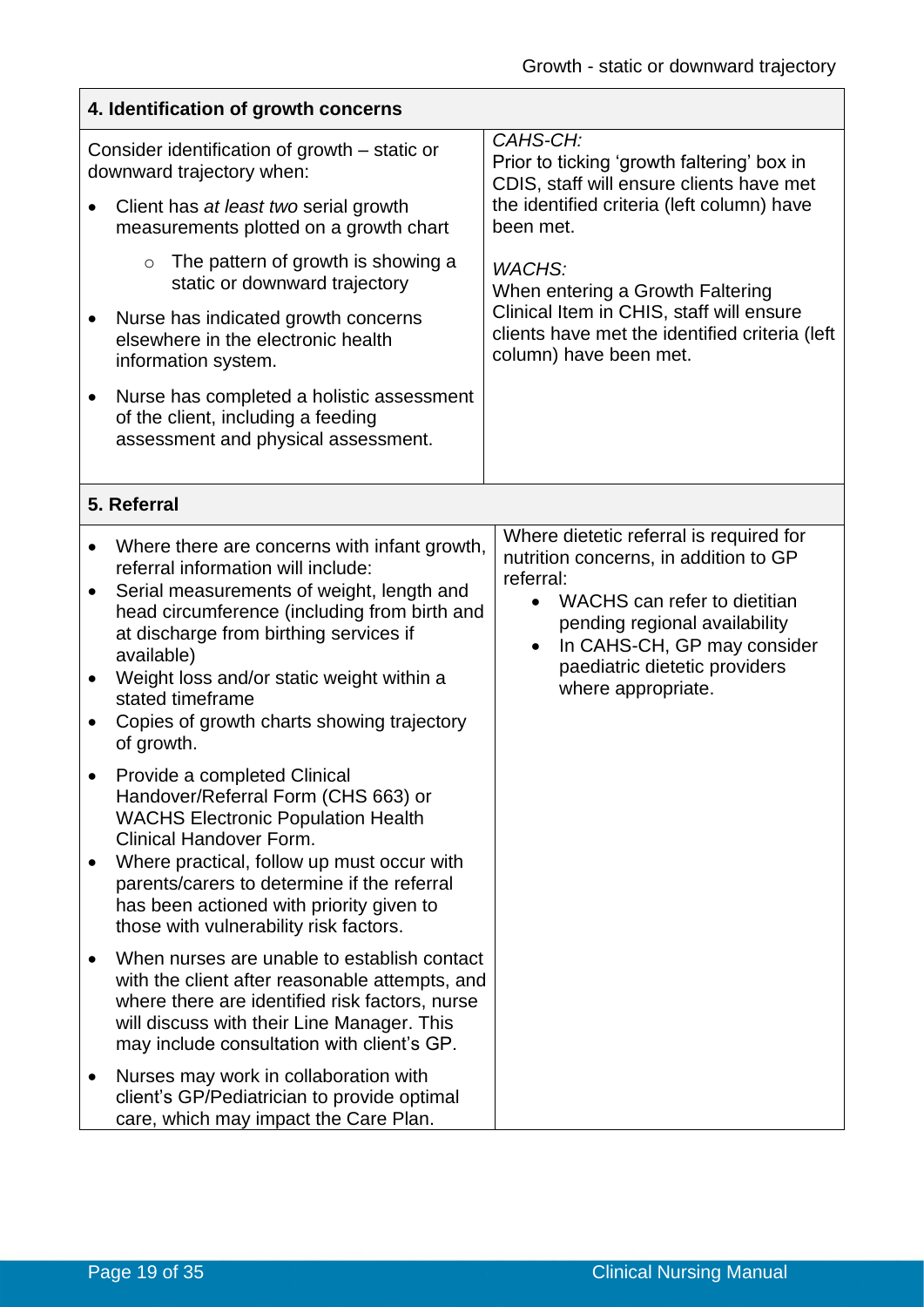| 4. Identification of growth concerns | |
|---|---|
| Consider identification of growth – static or downward trajectory when:<br>• Client has *at least two* serial growth measurements plotted on a growth chart<br>  ○ The pattern of growth is showing a static or downward trajectory<br>• Nurse has indicated growth concerns elsewhere in the electronic health information system.<br>• Nurse has completed a holistic assessment of the client, including a feeding assessment and physical assessment. | *CAHS-CH:*<br>Prior to ticking 'growth faltering' box in CDIS, staff will ensure clients have met the identified criteria (left column) have been met.<br><br>*WACHS:*<br>When entering a Growth Faltering Clinical Item in CHIS, staff will ensure clients have met the identified criteria (left column) have been met. |

| 5. Referral | |
|---|---|
| • Where there are concerns with infant growth, referral information will include:<br>• Serial measurements of weight, length and head circumference (including from birth and at discharge from birthing services if available)<br>• Weight loss and/or static weight within a stated timeframe<br>• Copies of growth charts showing trajectory of growth.<br>• Provide a completed Clinical Handover/Referral Form (CHS 663) or WACHS Electronic Population Health Clinical Handover Form.<br>• Where practical, follow up must occur with parents/carers to determine if the referral has been actioned with priority given to those with vulnerability risk factors.<br>• When nurses are unable to establish contact with the client after reasonable attempts, and where there are identified risk factors, nurse will discuss with their Line Manager. This may include consultation with client's GP.<br>• Nurses may work in collaboration with client's GP/Pediatrician to provide optimal care, which may impact the Care Plan. | Where dietetic referral is required for nutrition concerns, in addition to GP referral:<br>• WACHS can refer to dietitian pending regional availability<br>• In CAHS-CH, GP may consider paediatric dietetic providers where appropriate. |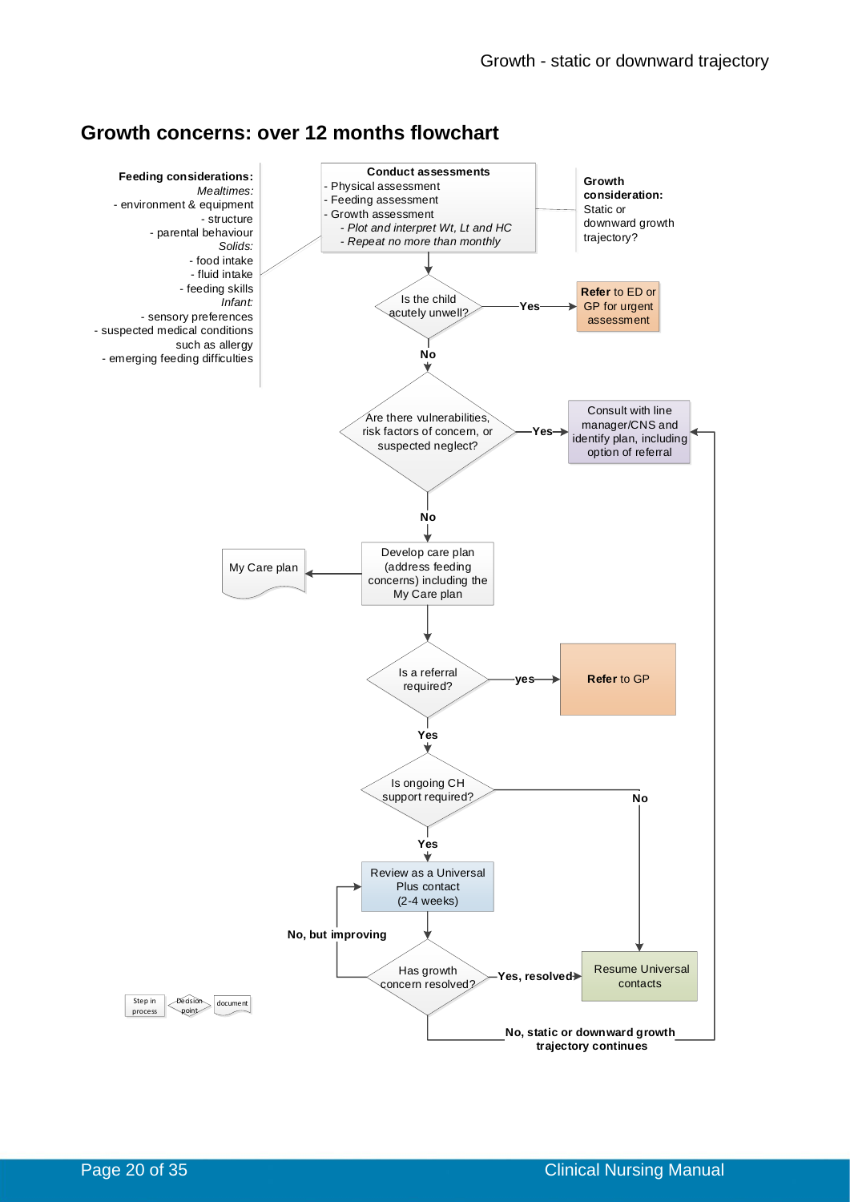## Growth concerns: over 12 months flowchart

**Feeding considerations:**

*Mealtimes:*
- environment & equipment
- structure
- parental behaviour

*Solids:*
- food intake
- fluid intake
- feeding skills

*Infant:*
- sensory preferences
- suspected medical conditions such as allergy
- emerging feeding difficulties

**Conduct assessments**
- Physical assessment
- Feeding assessment
- Growth assessment
  - *Plot and interpret Wt, Lt and HC*
  - *Repeat no more than monthly*

**Growth consideration:** Static or downward growth trajectory?

Is the child acutely unwell?
- **Yes** → **Refer** to ED or GP for urgent assessment
- **No** → Are there vulnerabilities, risk factors of concern, or suspected neglect?
  - **Yes** → Consult with line manager/CNS and identify plan, including option of referral
  - **No** → Develop care plan (address feeding concerns) including the My Care plan → My Care plan

Is a referral required?
- **yes** → **Refer** to GP
- **Yes** → Is ongoing CH support required?
  - **No** → Resume Universal contacts
  - **Yes** → Review as a Universal Plus contact (2-4 weeks)

Has growth concern resolved?
- **Yes, resolved** → Resume Universal contacts
- **No, but improving** → Review as a Universal Plus contact (2-4 weeks)
- **No, static or downward growth trajectory continues** → Consult with line manager/CNS and identify plan, including option of referral

Key: Step in process | Decision point | document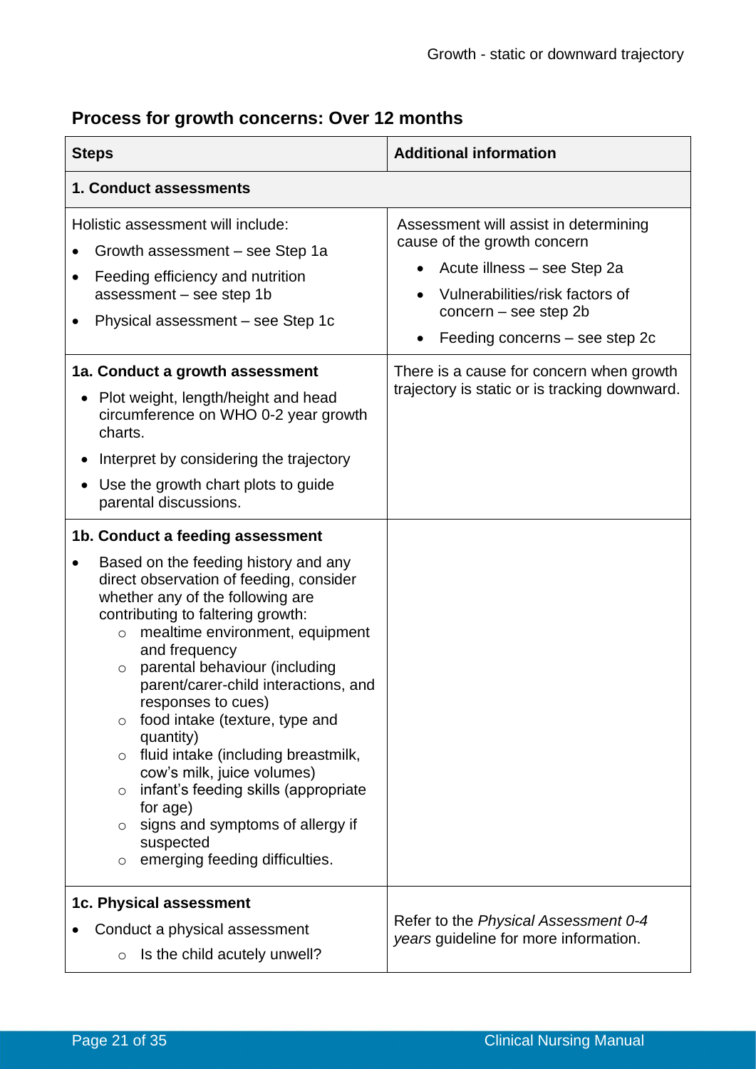## Process for growth concerns: Over 12 months

| Steps | Additional information |
|---|---|
| **1. Conduct assessments** | |
| Holistic assessment will include:<br>• Growth assessment – see Step 1a<br>• Feeding efficiency and nutrition assessment – see step 1b<br>• Physical assessment – see Step 1c | Assessment will assist in determining cause of the growth concern<br>• Acute illness – see Step 2a<br>• Vulnerabilities/risk factors of concern – see step 2b<br>• Feeding concerns – see step 2c |
| **1a. Conduct a growth assessment**<br>• Plot weight, length/height and head circumference on WHO 0-2 year growth charts.<br>• Interpret by considering the trajectory<br>• Use the growth chart plots to guide parental discussions. | There is a cause for concern when growth trajectory is static or is tracking downward. |
| **1b. Conduct a feeding assessment**<br>• Based on the feeding history and any direct observation of feeding, consider whether any of the following are contributing to faltering growth:<br>&nbsp;&nbsp;○ mealtime environment, equipment and frequency<br>&nbsp;&nbsp;○ parental behaviour (including parent/carer-child interactions, and responses to cues)<br>&nbsp;&nbsp;○ food intake (texture, type and quantity)<br>&nbsp;&nbsp;○ fluid intake (including breastmilk, cow's milk, juice volumes)<br>&nbsp;&nbsp;○ infant's feeding skills (appropriate for age)<br>&nbsp;&nbsp;○ signs and symptoms of allergy if suspected<br>&nbsp;&nbsp;○ emerging feeding difficulties. | |
| **1c. Physical assessment**<br>• Conduct a physical assessment<br>&nbsp;&nbsp;○ Is the child acutely unwell? | Refer to the *Physical Assessment 0-4 years* guideline for more information. |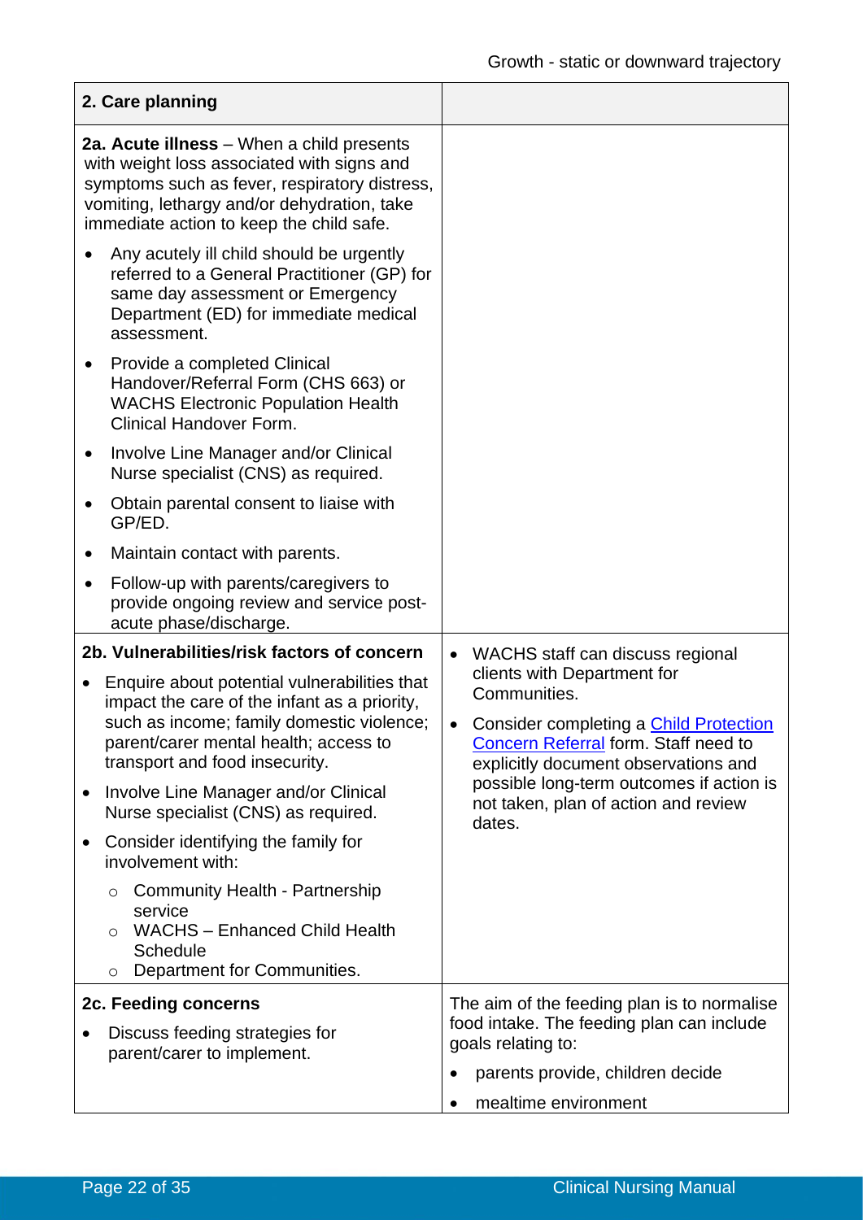| **2. Care planning** | |
|---|---|
| **2a. Acute illness** – When a child presents with weight loss associated with signs and symptoms such as fever, respiratory distress, vomiting, lethargy and/or dehydration, take immediate action to keep the child safe.<br>• Any acutely ill child should be urgently referred to a General Practitioner (GP) for same day assessment or Emergency Department (ED) for immediate medical assessment.<br>• Provide a completed Clinical Handover/Referral Form (CHS 663) or WACHS Electronic Population Health Clinical Handover Form.<br>• Involve Line Manager and/or Clinical Nurse specialist (CNS) as required.<br>• Obtain parental consent to liaise with GP/ED.<br>• Maintain contact with parents.<br>• Follow-up with parents/caregivers to provide ongoing review and service post-acute phase/discharge. | |
| **2b. Vulnerabilities/risk factors of concern**<br>• Enquire about potential vulnerabilities that impact the care of the infant as a priority, such as income; family domestic violence; parent/carer mental health; access to transport and food insecurity.<br>• Involve Line Manager and/or Clinical Nurse specialist (CNS) as required.<br>• Consider identifying the family for involvement with:<br>  ○ Community Health - Partnership service<br>  ○ WACHS – Enhanced Child Health Schedule<br>  ○ Department for Communities. | • WACHS staff can discuss regional clients with Department for Communities.<br>• Consider completing a Child Protection Concern Referral form. Staff need to explicitly document observations and possible long-term outcomes if action is not taken, plan of action and review dates. |
| **2c. Feeding concerns**<br>• Discuss feeding strategies for parent/carer to implement. | The aim of the feeding plan is to normalise food intake. The feeding plan can include goals relating to:<br>• parents provide, children decide<br>• mealtime environment |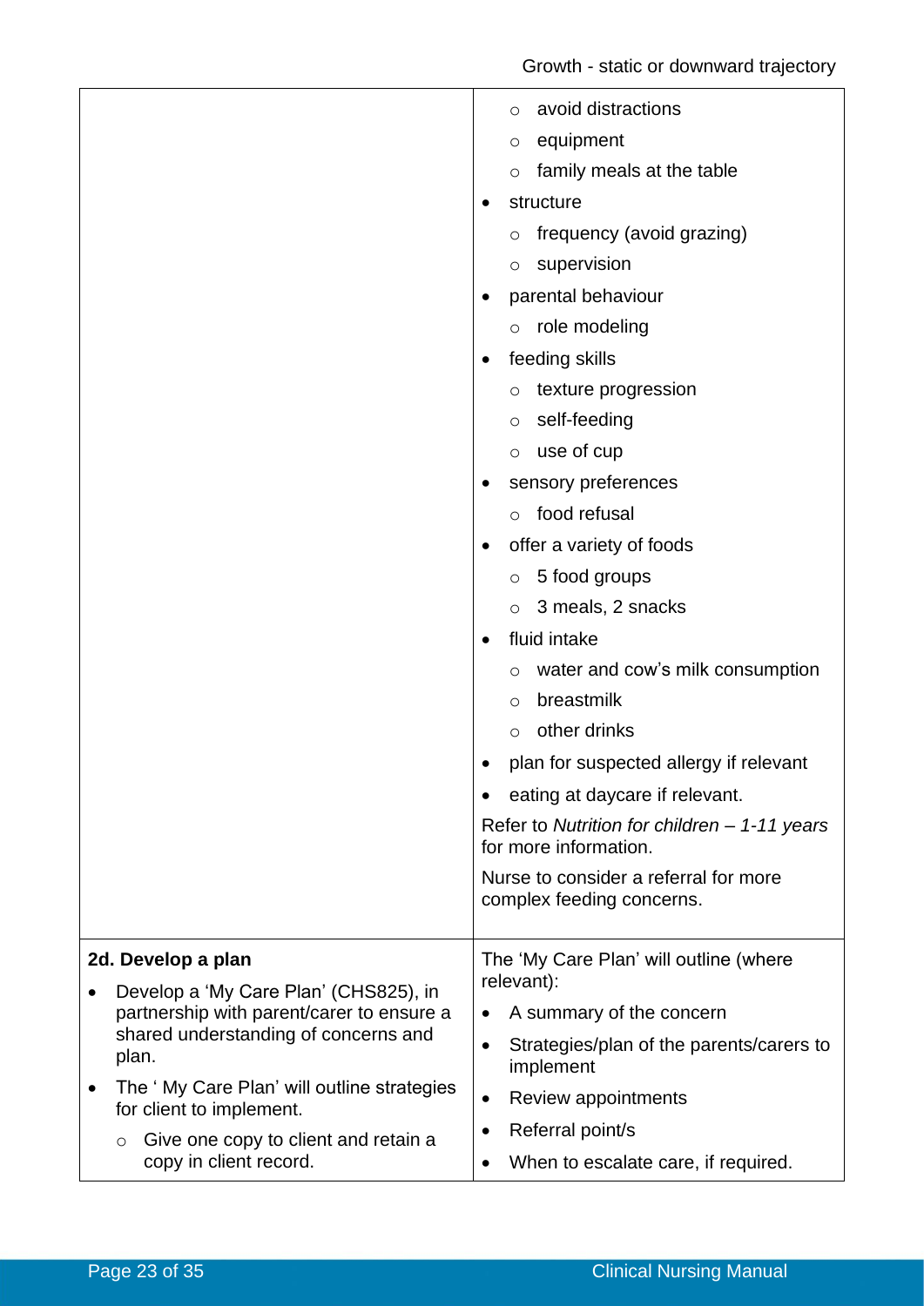| | |
|---|---|
| | ○ avoid distractions<br>○ equipment<br>○ family meals at the table<br>• structure<br>○ frequency (avoid grazing)<br>○ supervision<br>• parental behaviour<br>○ role modeling<br>• feeding skills<br>○ texture progression<br>○ self-feeding<br>○ use of cup<br>• sensory preferences<br>○ food refusal<br>• offer a variety of foods<br>○ 5 food groups<br>○ 3 meals, 2 snacks<br>• fluid intake<br>○ water and cow's milk consumption<br>○ breastmilk<br>○ other drinks<br>• plan for suspected allergy if relevant<br>• eating at daycare if relevant.<br>Refer to *Nutrition for children – 1-11 years* for more information.<br>Nurse to consider a referral for more complex feeding concerns. |
| **2d. Develop a plan**<br>• Develop a 'My Care Plan' (CHS825), in partnership with parent/carer to ensure a shared understanding of concerns and plan.<br>• The ' My Care Plan' will outline strategies for client to implement.<br>○ Give one copy to client and retain a copy in client record. | The 'My Care Plan' will outline (where relevant):<br>• A summary of the concern<br>• Strategies/plan of the parents/carers to implement<br>• Review appointments<br>• Referral point/s<br>• When to escalate care, if required. |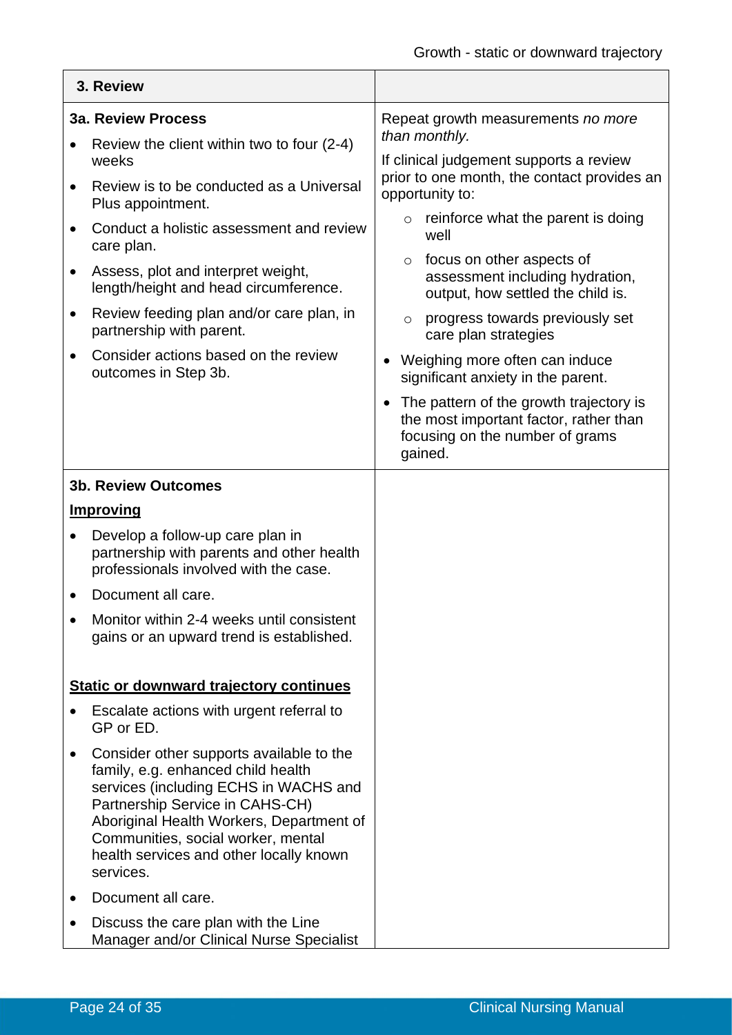| 3. Review | |
|---|---|
| **3a. Review Process**<br>• Review the client within two to four (2-4) weeks<br>• Review is to be conducted as a Universal Plus appointment.<br>• Conduct a holistic assessment and review care plan.<br>• Assess, plot and interpret weight, length/height and head circumference.<br>• Review feeding plan and/or care plan, in partnership with parent.<br>• Consider actions based on the review outcomes in Step 3b. | Repeat growth measurements *no more than monthly.*<br>If clinical judgement supports a review prior to one month, the contact provides an opportunity to:<br>○ reinforce what the parent is doing well<br>○ focus on other aspects of assessment including hydration, output, how settled the child is.<br>○ progress towards previously set care plan strategies<br>• Weighing more often can induce significant anxiety in the parent.<br>• The pattern of the growth trajectory is the most important factor, rather than focusing on the number of grams gained. |
| **3b. Review Outcomes**<br>**<u>Improving</u>**<br>• Develop a follow-up care plan in partnership with parents and other health professionals involved with the case.<br>• Document all care.<br>• Monitor within 2-4 weeks until consistent gains or an upward trend is established.<br><br>**<u>Static or downward trajectory continues</u>**<br>• Escalate actions with urgent referral to GP or ED.<br>• Consider other supports available to the family, e.g. enhanced child health services (including ECHS in WACHS and Partnership Service in CAHS-CH) Aboriginal Health Workers, Department of Communities, social worker, mental health services and other locally known services.<br>• Document all care.<br>• Discuss the care plan with the Line Manager and/or Clinical Nurse Specialist | |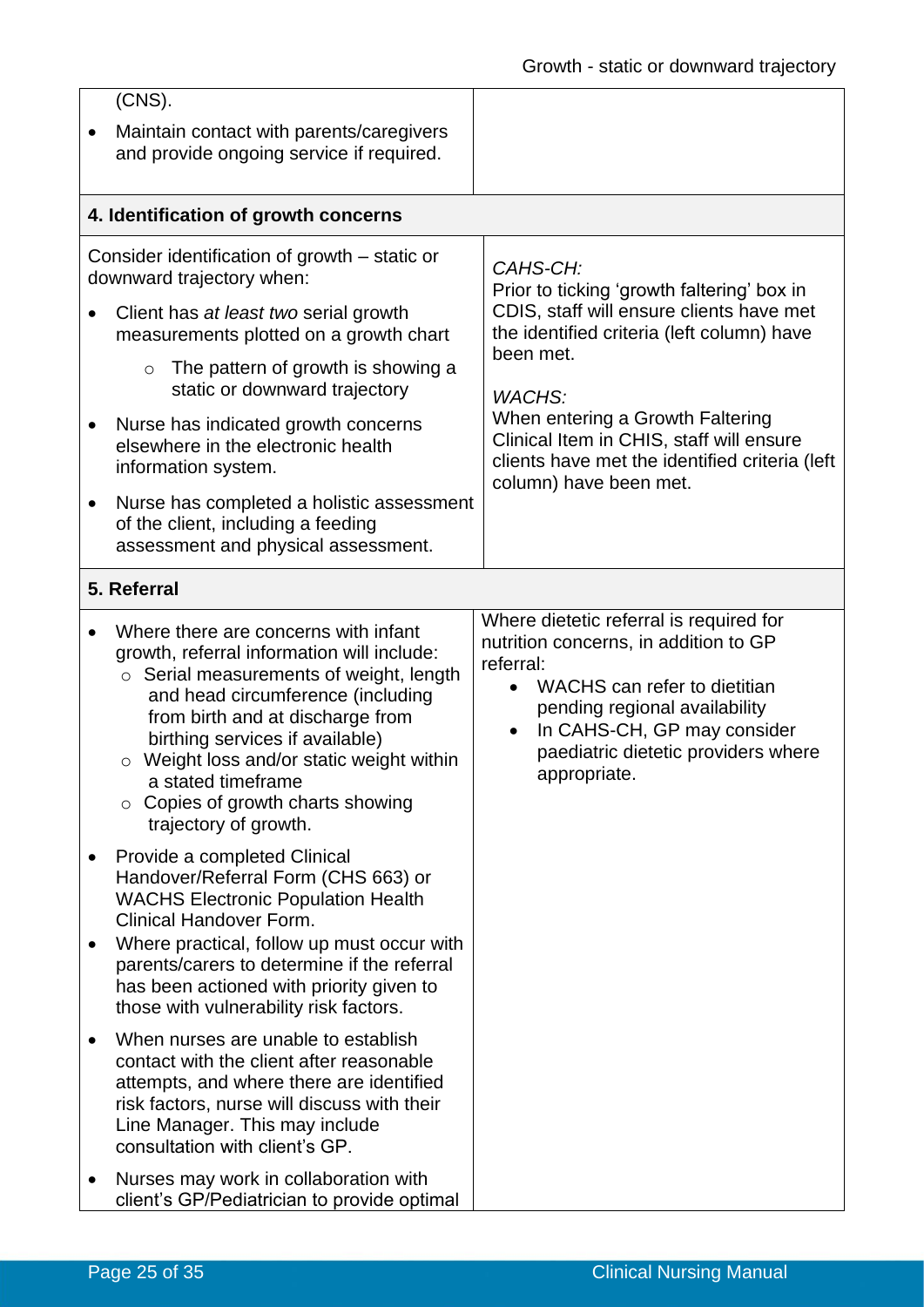| | |
|---|---|
| (CNS).<br>• Maintain contact with parents/caregivers and provide ongoing service if required. | |
| **4. Identification of growth concerns** | |
| Consider identification of growth – static or downward trajectory when:<br>• Client has *at least two* serial growth measurements plotted on a growth chart<br>  ○ The pattern of growth is showing a static or downward trajectory<br>• Nurse has indicated growth concerns elsewhere in the electronic health information system.<br>• Nurse has completed a holistic assessment of the client, including a feeding assessment and physical assessment. | *CAHS-CH:*<br>Prior to ticking 'growth faltering' box in CDIS, staff will ensure clients have met the identified criteria (left column) have been met.<br><br>*WACHS:*<br>When entering a Growth Faltering Clinical Item in CHIS, staff will ensure clients have met the identified criteria (left column) have been met. |
| **5. Referral** | |
| • Where there are concerns with infant growth, referral information will include:<br>  ○ Serial measurements of weight, length and head circumference (including from birth and at discharge from birthing services if available)<br>  ○ Weight loss and/or static weight within a stated timeframe<br>  ○ Copies of growth charts showing trajectory of growth.<br>• Provide a completed Clinical Handover/Referral Form (CHS 663) or WACHS Electronic Population Health Clinical Handover Form.<br>• Where practical, follow up must occur with parents/carers to determine if the referral has been actioned with priority given to those with vulnerability risk factors.<br>• When nurses are unable to establish contact with the client after reasonable attempts, and where there are identified risk factors, nurse will discuss with their Line Manager. This may include consultation with client's GP.<br>• Nurses may work in collaboration with client's GP/Pediatrician to provide optimal | Where dietetic referral is required for nutrition concerns, in addition to GP referral:<br>• WACHS can refer to dietitian pending regional availability<br>• In CAHS-CH, GP may consider paediatric dietetic providers where appropriate. |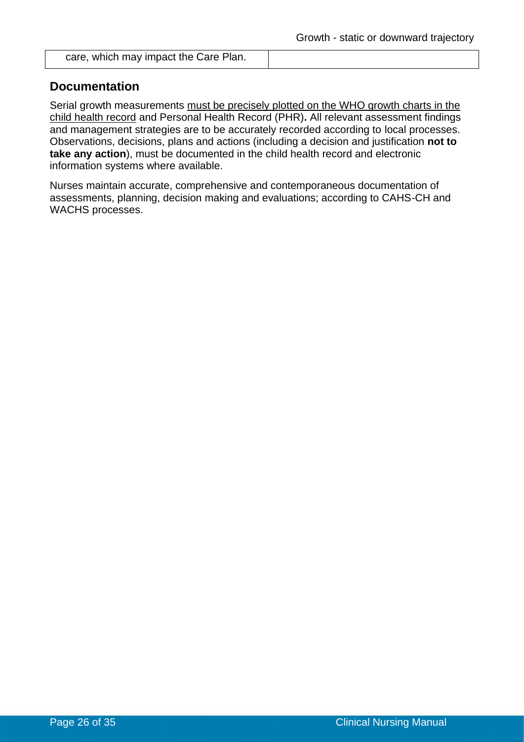| care, which may impact the Care Plan. | |
|---|---|

## Documentation

Serial growth measurements must be precisely plotted on the WHO growth charts in the child health record and Personal Health Record (PHR)**.** All relevant assessment findings and management strategies are to be accurately recorded according to local processes. Observations, decisions, plans and actions (including a decision and justification **not to take any action**), must be documented in the child health record and electronic information systems where available.

Nurses maintain accurate, comprehensive and contemporaneous documentation of assessments, planning, decision making and evaluations; according to CAHS-CH and WACHS processes.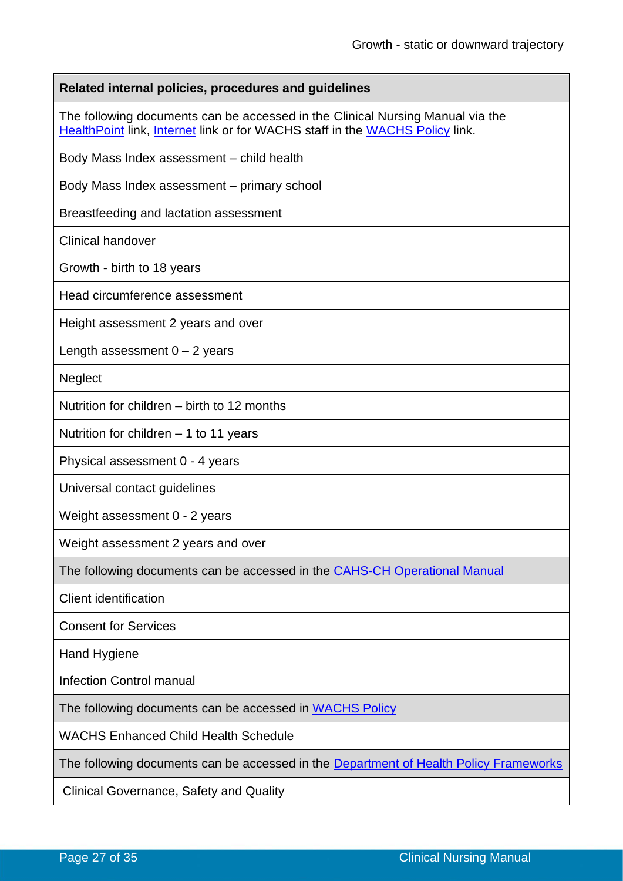| Related internal policies, procedures and guidelines |
|---|
| The following documents can be accessed in the Clinical Nursing Manual via the HealthPoint link, Internet link or for WACHS staff in the WACHS Policy link. |
| Body Mass Index assessment – child health |
| Body Mass Index assessment – primary school |
| Breastfeeding and lactation assessment |
| Clinical handover |
| Growth - birth to 18 years |
| Head circumference assessment |
| Height assessment 2 years and over |
| Length assessment 0 – 2 years |
| Neglect |
| Nutrition for children – birth to 12 months |
| Nutrition for children – 1 to 11 years |
| Physical assessment 0 - 4 years |
| Universal contact guidelines |
| Weight assessment 0 - 2 years |
| Weight assessment 2 years and over |
| The following documents can be accessed in the CAHS-CH Operational Manual |
| Client identification |
| Consent for Services |
| Hand Hygiene |
| Infection Control manual |
| The following documents can be accessed in WACHS Policy |
| WACHS Enhanced Child Health Schedule |
| The following documents can be accessed in the Department of Health Policy Frameworks |
| Clinical Governance, Safety and Quality |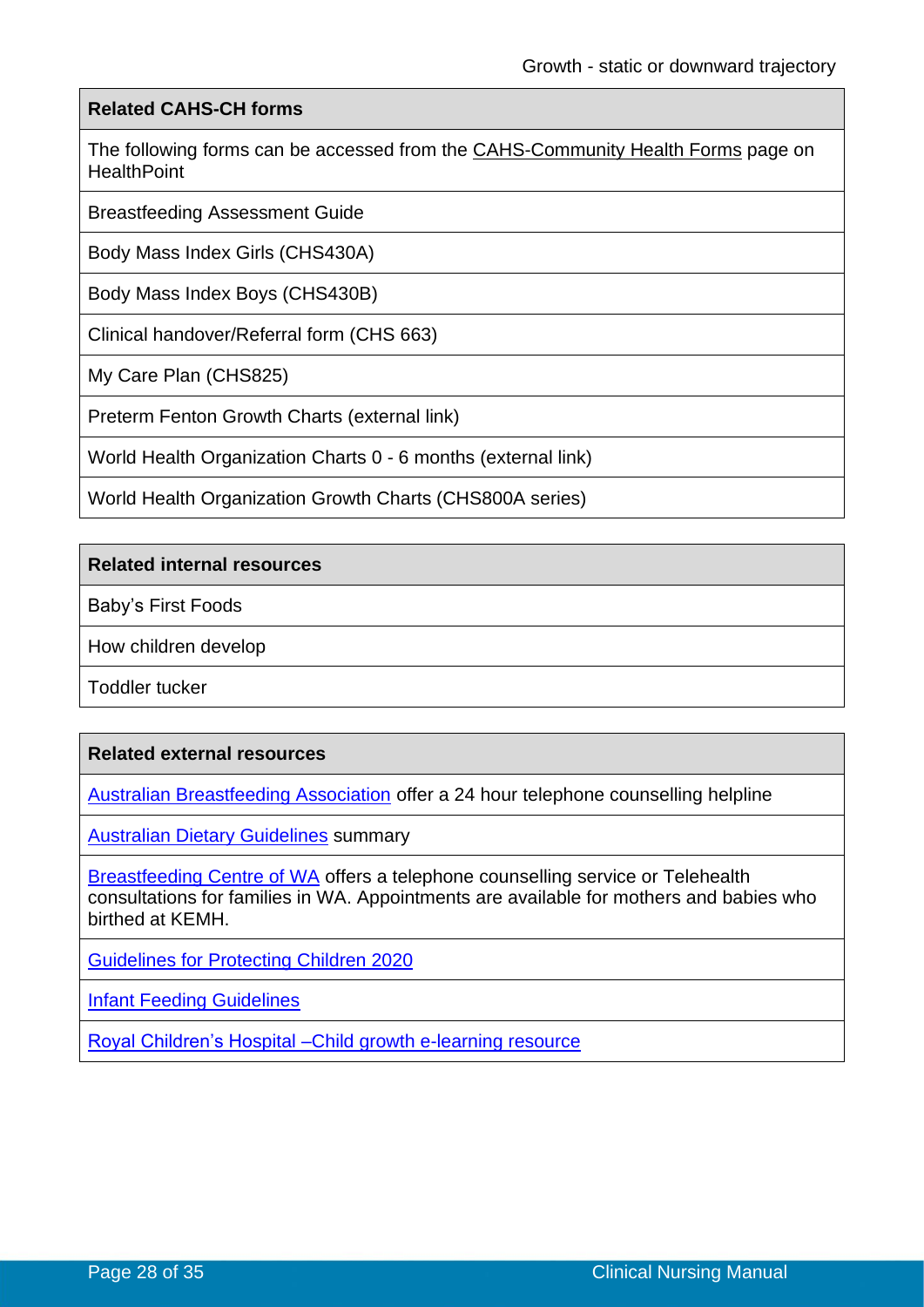| Related CAHS-CH forms |
|---|
| The following forms can be accessed from the CAHS-Community Health Forms page on HealthPoint |
| Breastfeeding Assessment Guide |
| Body Mass Index Girls (CHS430A) |
| Body Mass Index Boys (CHS430B) |
| Clinical handover/Referral form (CHS 663) |
| My Care Plan (CHS825) |
| Preterm Fenton Growth Charts (external link) |
| World Health Organization Charts 0 - 6 months (external link) |
| World Health Organization Growth Charts (CHS800A series) |

| Related internal resources |
|---|
| Baby's First Foods |
| How children develop |
| Toddler tucker |

| Related external resources |
|---|
| Australian Breastfeeding Association offer a 24 hour telephone counselling helpline |
| Australian Dietary Guidelines summary |
| Breastfeeding Centre of WA offers a telephone counselling service or Telehealth consultations for families in WA. Appointments are available for mothers and babies who birthed at KEMH. |
| Guidelines for Protecting Children 2020 |
| Infant Feeding Guidelines |
| Royal Children's Hospital –Child growth e-learning resource |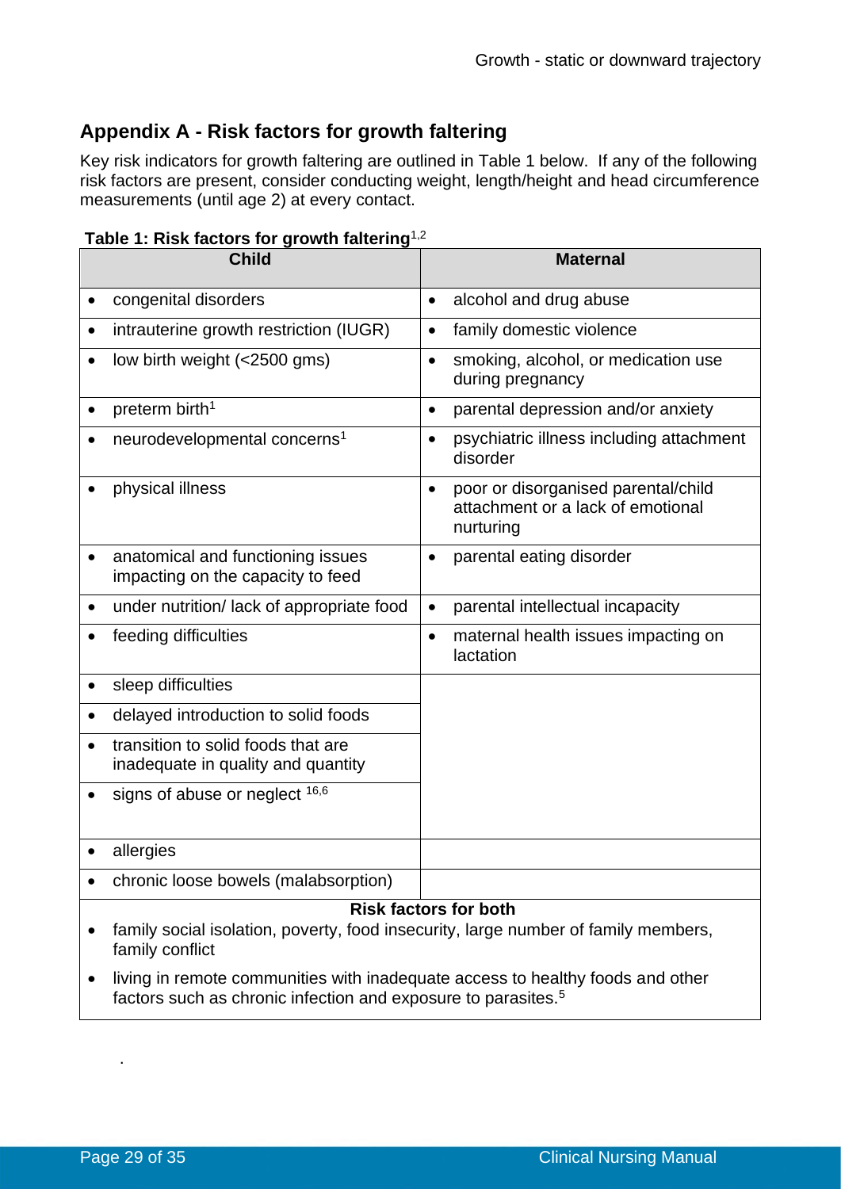## Appendix A - Risk factors for growth faltering

Key risk indicators for growth faltering are outlined in Table 1 below. If any of the following risk factors are present, consider conducting weight, length/height and head circumference measurements (until age 2) at every contact.

**Table 1: Risk factors for growth faltering**[1,2]

| Child | Maternal |
|---|---|
| • congenital disorders | • alcohol and drug abuse |
| • intrauterine growth restriction (IUGR) | • family domestic violence |
| • low birth weight (<2500 gms) | • smoking, alcohol, or medication use during pregnancy |
| • preterm birth[1] | • parental depression and/or anxiety |
| • neurodevelopmental concerns[1] | • psychiatric illness including attachment disorder |
| • physical illness | • poor or disorganised parental/child attachment or a lack of emotional nurturing |
| • anatomical and functioning issues impacting on the capacity to feed | • parental eating disorder |
| • under nutrition/ lack of appropriate food | • parental intellectual incapacity |
| • feeding difficulties | • maternal health issues impacting on lactation |
| • sleep difficulties | |
| • delayed introduction to solid foods | |
| • transition to solid foods that are inadequate in quality and quantity | |
| • signs of abuse or neglect [16,6] | |
| • allergies | |
| • chronic loose bowels (malabsorption) | |
| **Risk factors for both** | |
| • family social isolation, poverty, food insecurity, large number of family members, family conflict | |
| • living in remote communities with inadequate access to healthy foods and other factors such as chronic infection and exposure to parasites.[5] | |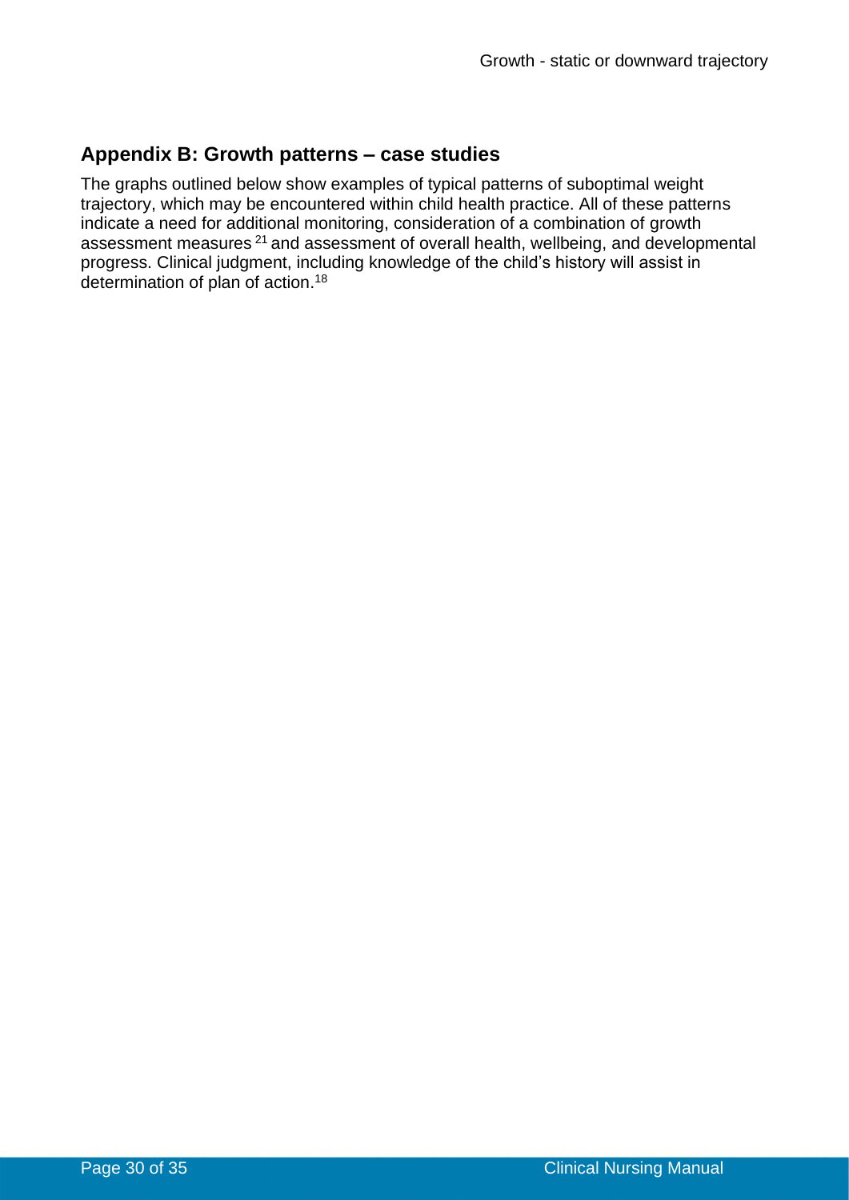## Appendix B: Growth patterns – case studies

The graphs outlined below show examples of typical patterns of suboptimal weight trajectory, which may be encountered within child health practice. All of these patterns indicate a need for additional monitoring, consideration of a combination of growth assessment measures [21] and assessment of overall health, wellbeing, and developmental progress. Clinical judgment, including knowledge of the child's history will assist in determination of plan of action.[18]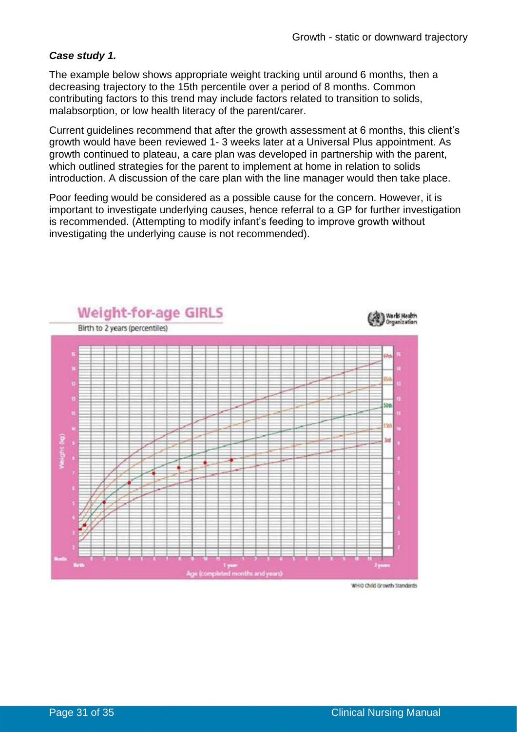*Case study 1.*

The example below shows appropriate weight tracking until around 6 months, then a decreasing trajectory to the 15th percentile over a period of 8 months. Common contributing factors to this trend may include factors related to transition to solids, malabsorption, or low health literacy of the parent/carer.

Current guidelines recommend that after the growth assessment at 6 months, this client's growth would have been reviewed 1- 3 weeks later at a Universal Plus appointment. As growth continued to plateau, a care plan was developed in partnership with the parent, which outlined strategies for the parent to implement at home in relation to solids introduction. A discussion of the care plan with the line manager would then take place.

Poor feeding would be considered as a possible cause for the concern. However, it is important to investigate underlying causes, hence referral to a GP for further investigation is recommended. (Attempting to modify infant's feeding to improve growth without investigating the underlying cause is not recommended).

**Weight-for-age GIRLS**

Birth to 2 years (percentiles)

WHO Child Growth Standards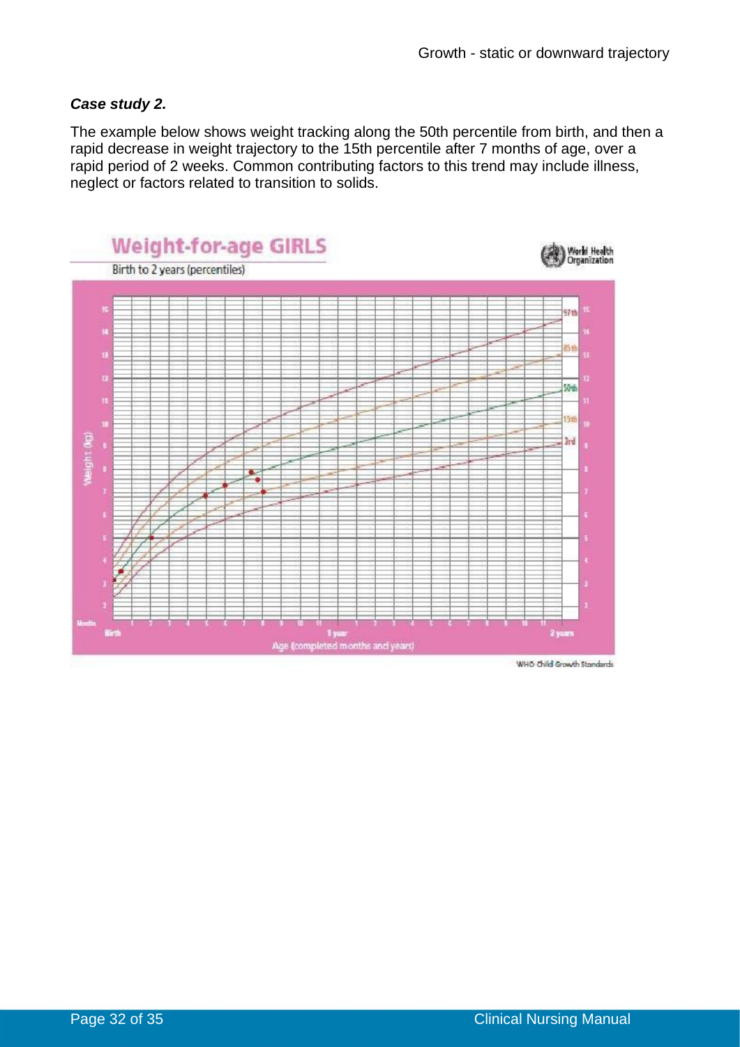***Case study 2.***

The example below shows weight tracking along the 50th percentile from birth, and then a rapid decrease in weight trajectory to the 15th percentile after 7 months of age, over a rapid period of 2 weeks. Common contributing factors to this trend may include illness, neglect or factors related to transition to solids.

**Weight-for-age GIRLS**

Birth to 2 years (percentiles)

World Health Organization

Weight (kg)

97th

85th

50th

15th

3rd

Months

Birth

1 year

2 years

Age (completed months and years)

WHO Child Growth Standards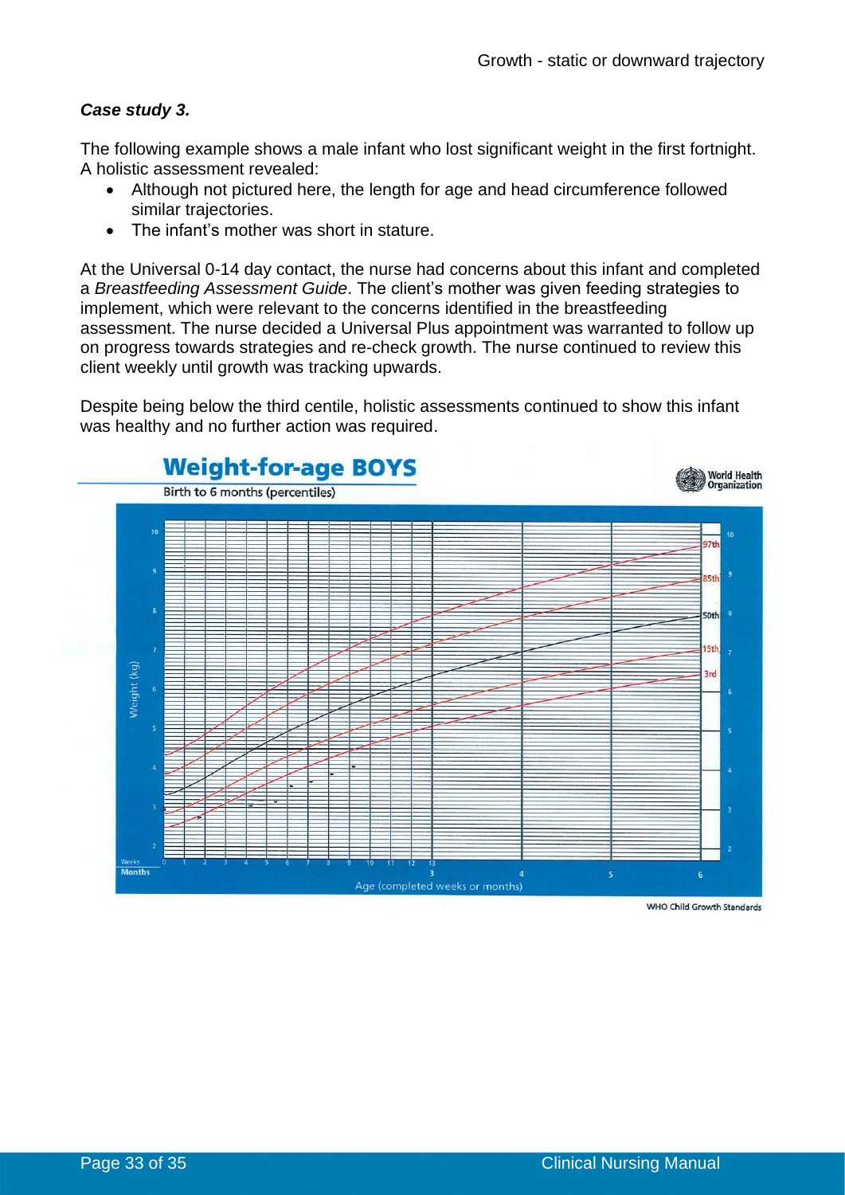***Case study 3.***

The following example shows a male infant who lost significant weight in the first fortnight. A holistic assessment revealed:

- Although not pictured here, the length for age and head circumference followed similar trajectories.
- The infant's mother was short in stature.

At the Universal 0-14 day contact, the nurse had concerns about this infant and completed a *Breastfeeding Assessment Guide*. The client's mother was given feeding strategies to implement, which were relevant to the concerns identified in the breastfeeding assessment. The nurse decided a Universal Plus appointment was warranted to follow up on progress towards strategies and re-check growth. The nurse continued to review this client weekly until growth was tracking upwards.

Despite being below the third centile, holistic assessments continued to show this infant was healthy and no further action was required.

**Weight-for-age BOYS**

Birth to 6 months (percentiles)

World Health Organization

WHO Child Growth Standards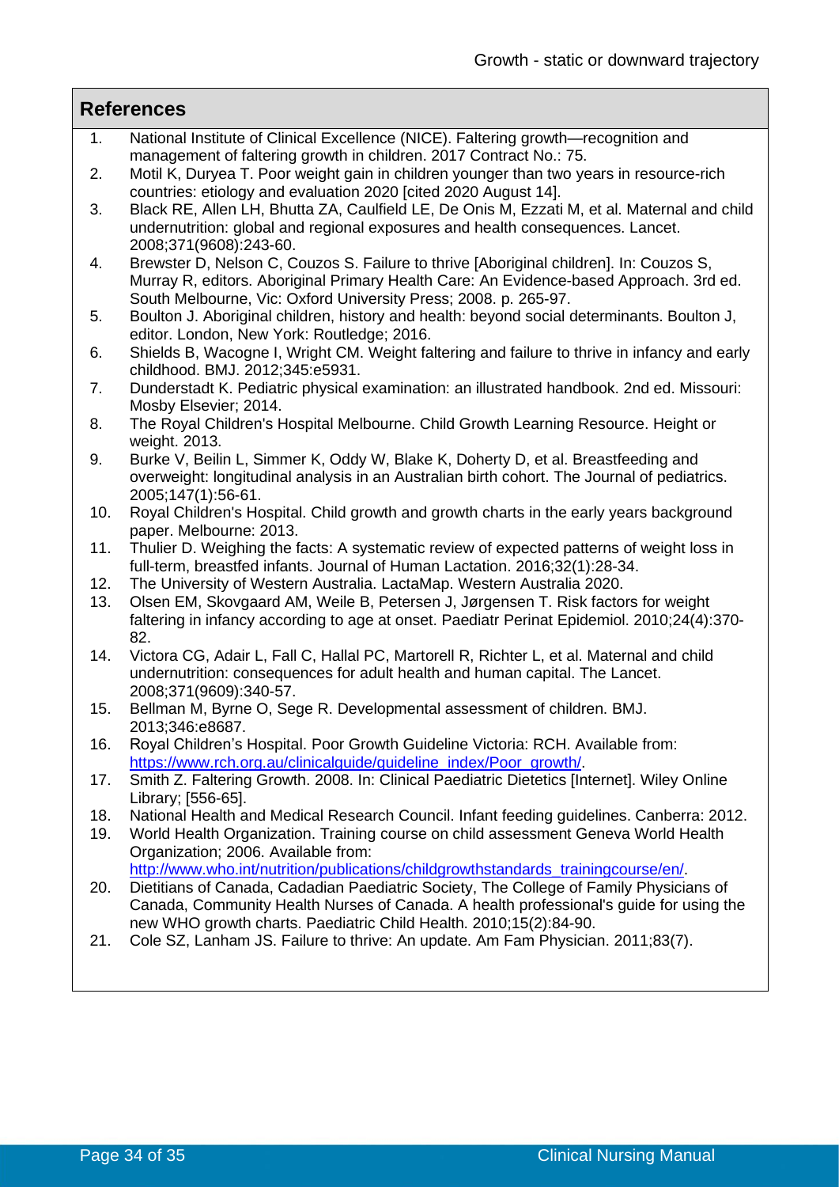## References

1. National Institute of Clinical Excellence (NICE). Faltering growth—recognition and management of faltering growth in children. 2017 Contract No.: 75.
2. Motil K, Duryea T. Poor weight gain in children younger than two years in resource-rich countries: etiology and evaluation 2020 [cited 2020 August 14].
3. Black RE, Allen LH, Bhutta ZA, Caulfield LE, De Onis M, Ezzati M, et al. Maternal and child undernutrition: global and regional exposures and health consequences. Lancet. 2008;371(9608):243-60.
4. Brewster D, Nelson C, Couzos S. Failure to thrive [Aboriginal children]. In: Couzos S, Murray R, editors. Aboriginal Primary Health Care: An Evidence-based Approach. 3rd ed. South Melbourne, Vic: Oxford University Press; 2008. p. 265-97.
5. Boulton J. Aboriginal children, history and health: beyond social determinants. Boulton J, editor. London, New York: Routledge; 2016.
6. Shields B, Wacogne I, Wright CM. Weight faltering and failure to thrive in infancy and early childhood. BMJ. 2012;345:e5931.
7. Dunderstadt K. Pediatric physical examination: an illustrated handbook. 2nd ed. Missouri: Mosby Elsevier; 2014.
8. The Royal Children's Hospital Melbourne. Child Growth Learning Resource. Height or weight. 2013.
9. Burke V, Beilin L, Simmer K, Oddy W, Blake K, Doherty D, et al. Breastfeeding and overweight: longitudinal analysis in an Australian birth cohort. The Journal of pediatrics. 2005;147(1):56-61.
10. Royal Children's Hospital. Child growth and growth charts in the early years background paper. Melbourne: 2013.
11. Thulier D. Weighing the facts: A systematic review of expected patterns of weight loss in full-term, breastfed infants. Journal of Human Lactation. 2016;32(1):28-34.
12. The University of Western Australia. LactaMap. Western Australia 2020.
13. Olsen EM, Skovgaard AM, Weile B, Petersen J, Jørgensen T. Risk factors for weight faltering in infancy according to age at onset. Paediatr Perinat Epidemiol. 2010;24(4):370-82.
14. Victora CG, Adair L, Fall C, Hallal PC, Martorell R, Richter L, et al. Maternal and child undernutrition: consequences for adult health and human capital. The Lancet. 2008;371(9609):340-57.
15. Bellman M, Byrne O, Sege R. Developmental assessment of children. BMJ. 2013;346:e8687.
16. Royal Children's Hospital. Poor Growth Guideline Victoria: RCH. Available from: https://www.rch.org.au/clinicalguide/guideline_index/Poor_growth/.
17. Smith Z. Faltering Growth. 2008. In: Clinical Paediatric Dietetics [Internet]. Wiley Online Library; [556-65].
18. National Health and Medical Research Council. Infant feeding guidelines. Canberra: 2012.
19. World Health Organization. Training course on child assessment Geneva World Health Organization; 2006. Available from: http://www.who.int/nutrition/publications/childgrowthstandards_trainingcourse/en/.
20. Dietitians of Canada, Cadadian Paediatric Society, The College of Family Physicians of Canada, Community Health Nurses of Canada. A health professional's guide for using the new WHO growth charts. Paediatric Child Health. 2010;15(2):84-90.
21. Cole SZ, Lanham JS. Failure to thrive: An update. Am Fam Physician. 2011;83(7).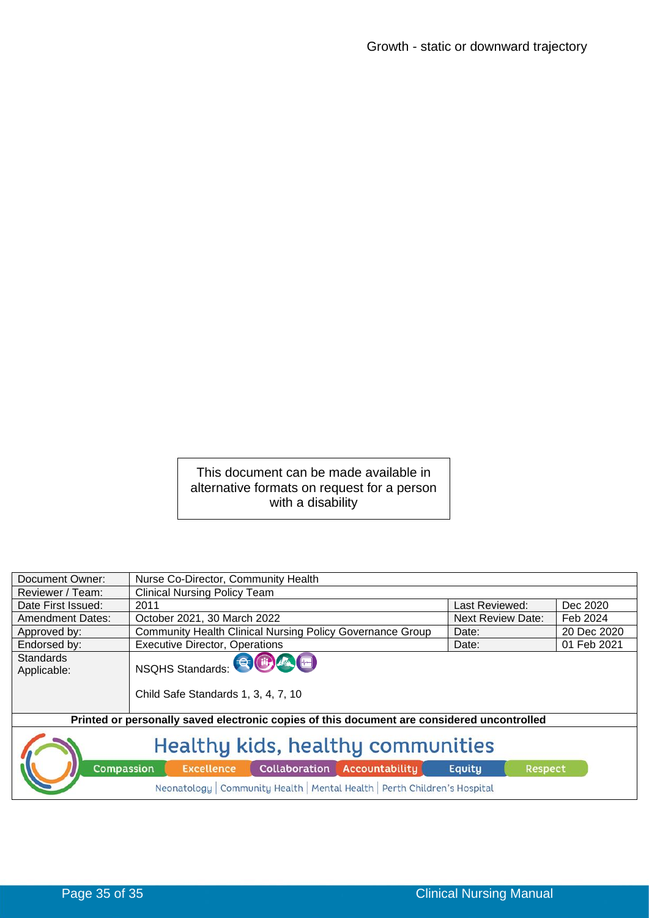This document can be made available in alternative formats on request for a person with a disability

| | | | |
|---|---|---|---|
| Document Owner: | Nurse Co-Director, Community Health | | |
| Reviewer / Team: | Clinical Nursing Policy Team | | |
| Date First Issued: | 2011 | Last Reviewed: | Dec 2020 |
| Amendment Dates: | October 2021, 30 March 2022 | Next Review Date: | Feb 2024 |
| Approved by: | Community Health Clinical Nursing Policy Governance Group | Date: | 20 Dec 2020 |
| Endorsed by: | Executive Director, Operations | Date: | 01 Feb 2021 |
| Standards Applicable: | NSQHS Standards: <br><br>Child Safe Standards 1, 3, 4, 7, 10 | | |

**Printed or personally saved electronic copies of this document are considered uncontrolled**

Healthy kids, healthy communities

Compassion | Excellence | Collaboration | Accountability | Equity | Respect

Neonatology | Community Health | Mental Health | Perth Children's Hospital